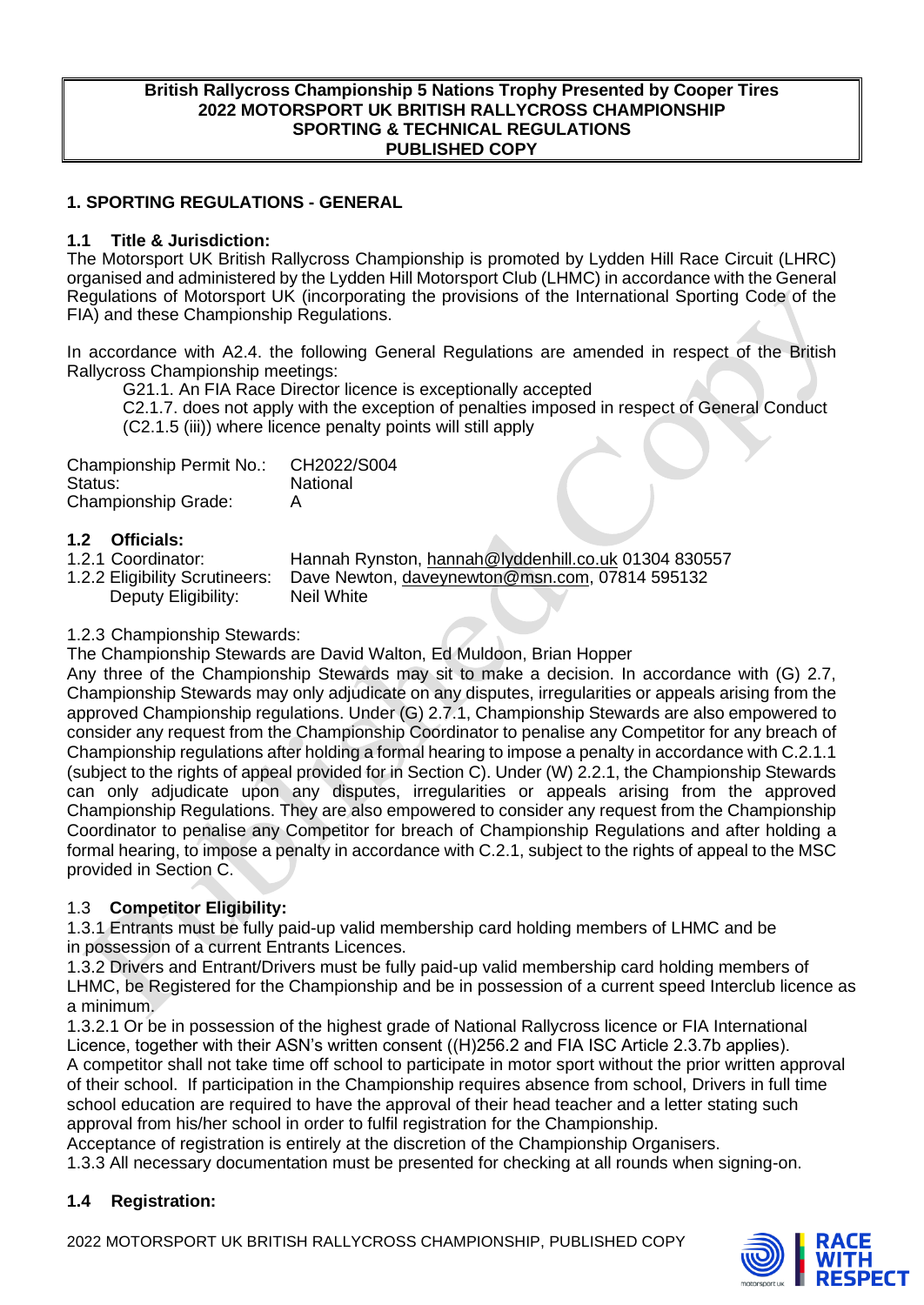**British Rallycross Championship 5 Nations Trophy Presented by Cooper Tires**
**2022 MOTORSPORT UK BRITISH RALLYCROSS CHAMPIONSHIP**
**SPORTING & TECHNICAL REGULATIONS**
**PUBLISHED COPY**

## 1. SPORTING REGULATIONS - GENERAL

### 1.1 Title & Jurisdiction:

The Motorsport UK British Rallycross Championship is promoted by Lydden Hill Race Circuit (LHRC) organised and administered by the Lydden Hill Motorsport Club (LHMC) in accordance with the General Regulations of Motorsport UK (incorporating the provisions of the International Sporting Code of the FIA) and these Championship Regulations.

In accordance with A2.4. the following General Regulations are amended in respect of the British Rallycross Championship meetings:

G21.1. An FIA Race Director licence is exceptionally accepted
C2.1.7. does not apply with the exception of penalties imposed in respect of General Conduct (C2.1.5 (iii)) where licence penalty points will still apply

| | |
|---|---|
| Championship Permit No.: | CH2022/S004 |
| Status: | National |
| Championship Grade: | A |

### 1.2 Officials:

| | |
|---|---|
| 1.2.1 Coordinator: | Hannah Rynston, hannah@lyddenhill.co.uk 01304 830557 |
| 1.2.2 Eligibility Scrutineers: | Dave Newton, daveynewton@msn.com, 07814 595132 |
| Deputy Eligibility: | Neil White |

1.2.3 Championship Stewards:

The Championship Stewards are David Walton, Ed Muldoon, Brian Hopper

Any three of the Championship Stewards may sit to make a decision. In accordance with (G) 2.7, Championship Stewards may only adjudicate on any disputes, irregularities or appeals arising from the approved Championship regulations. Under (G) 2.7.1, Championship Stewards are also empowered to consider any request from the Championship Coordinator to penalise any Competitor for any breach of Championship regulations after holding a formal hearing to impose a penalty in accordance with C.2.1.1 (subject to the rights of appeal provided for in Section C). Under (W) 2.2.1, the Championship Stewards can only adjudicate upon any disputes, irregularities or appeals arising from the approved Championship Regulations. They are also empowered to consider any request from the Championship Coordinator to penalise any Competitor for breach of Championship Regulations and after holding a formal hearing, to impose a penalty in accordance with C.2.1, subject to the rights of appeal to the MSC provided in Section C.

### 1.3 Competitor Eligibility:

1.3.1 Entrants must be fully paid-up valid membership card holding members of LHMC and be in possession of a current Entrants Licences.

1.3.2 Drivers and Entrant/Drivers must be fully paid-up valid membership card holding members of LHMC, be Registered for the Championship and be in possession of a current speed Interclub licence as a minimum.

1.3.2.1 Or be in possession of the highest grade of National Rallycross licence or FIA International Licence, together with their ASN's written consent ((H)256.2 and FIA ISC Article 2.3.7b applies).

A competitor shall not take time off school to participate in motor sport without the prior written approval of their school. If participation in the Championship requires absence from school, Drivers in full time school education are required to have the approval of their head teacher and a letter stating such approval from his/her school in order to fulfil registration for the Championship.

Acceptance of registration is entirely at the discretion of the Championship Organisers.

1.3.3 All necessary documentation must be presented for checking at all rounds when signing-on.

### 1.4 Registration: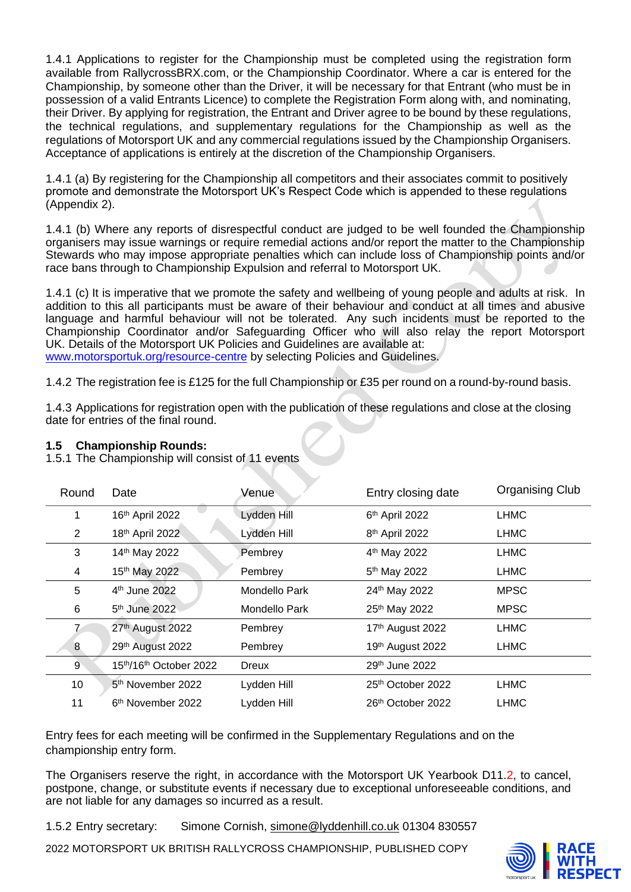1.4.1 Applications to register for the Championship must be completed using the registration form available from RallycrossBRX.com, or the Championship Coordinator. Where a car is entered for the Championship, by someone other than the Driver, it will be necessary for that Entrant (who must be in possession of a valid Entrants Licence) to complete the Registration Form along with, and nominating, their Driver. By applying for registration, the Entrant and Driver agree to be bound by these regulations, the technical regulations, and supplementary regulations for the Championship as well as the regulations of Motorsport UK and any commercial regulations issued by the Championship Organisers. Acceptance of applications is entirely at the discretion of the Championship Organisers.

1.4.1 (a) By registering for the Championship all competitors and their associates commit to positively promote and demonstrate the Motorsport UK's Respect Code which is appended to these regulations (Appendix 2).

1.4.1 (b) Where any reports of disrespectful conduct are judged to be well founded the Championship organisers may issue warnings or require remedial actions and/or report the matter to the Championship Stewards who may impose appropriate penalties which can include loss of Championship points and/or race bans through to Championship Expulsion and referral to Motorsport UK.

1.4.1 (c) It is imperative that we promote the safety and wellbeing of young people and adults at risk. In addition to this all participants must be aware of their behaviour and conduct at all times and abusive language and harmful behaviour will not be tolerated. Any such incidents must be reported to the Championship Coordinator and/or Safeguarding Officer who will also relay the report Motorsport UK. Details of the Motorsport UK Policies and Guidelines are available at: www.motorsportuk.org/resource-centre by selecting Policies and Guidelines.

1.4.2 The registration fee is £125 for the full Championship or £35 per round on a round-by-round basis.

1.4.3 Applications for registration open with the publication of these regulations and close at the closing date for entries of the final round.

### 1.5 Championship Rounds:

1.5.1 The Championship will consist of 11 events

| Round | Date | Venue | Entry closing date | Organising Club |
|---|---|---|---|---|
| 1 | 16th April 2022 | Lydden Hill | 6th April 2022 | LHMC |
| 2 | 18th April 2022 | Lydden Hill | 8th April 2022 | LHMC |
| 3 | 14th May 2022 | Pembrey | 4th May 2022 | LHMC |
| 4 | 15th May 2022 | Pembrey | 5th May 2022 | LHMC |
| 5 | 4th June 2022 | Mondello Park | 24th May 2022 | MPSC |
| 6 | 5th June 2022 | Mondello Park | 25th May 2022 | MPSC |
| 7 | 27th August 2022 | Pembrey | 17th August 2022 | LHMC |
| 8 | 29th August 2022 | Pembrey | 19th August 2022 | LHMC |
| 9 | 15th/16th October 2022 | Dreux | 29th June 2022 | |
| 10 | 5th November 2022 | Lydden Hill | 25th October 2022 | LHMC |
| 11 | 6th November 2022 | Lydden Hill | 26th October 2022 | LHMC |

Entry fees for each meeting will be confirmed in the Supplementary Regulations and on the championship entry form.

The Organisers reserve the right, in accordance with the Motorsport UK Yearbook D11.2, to cancel, postpone, change, or substitute events if necessary due to exceptional unforeseeable conditions, and are not liable for any damages so incurred as a result.

1.5.2 Entry secretary: Simone Cornish, simone@lyddenhill.co.uk 01304 830557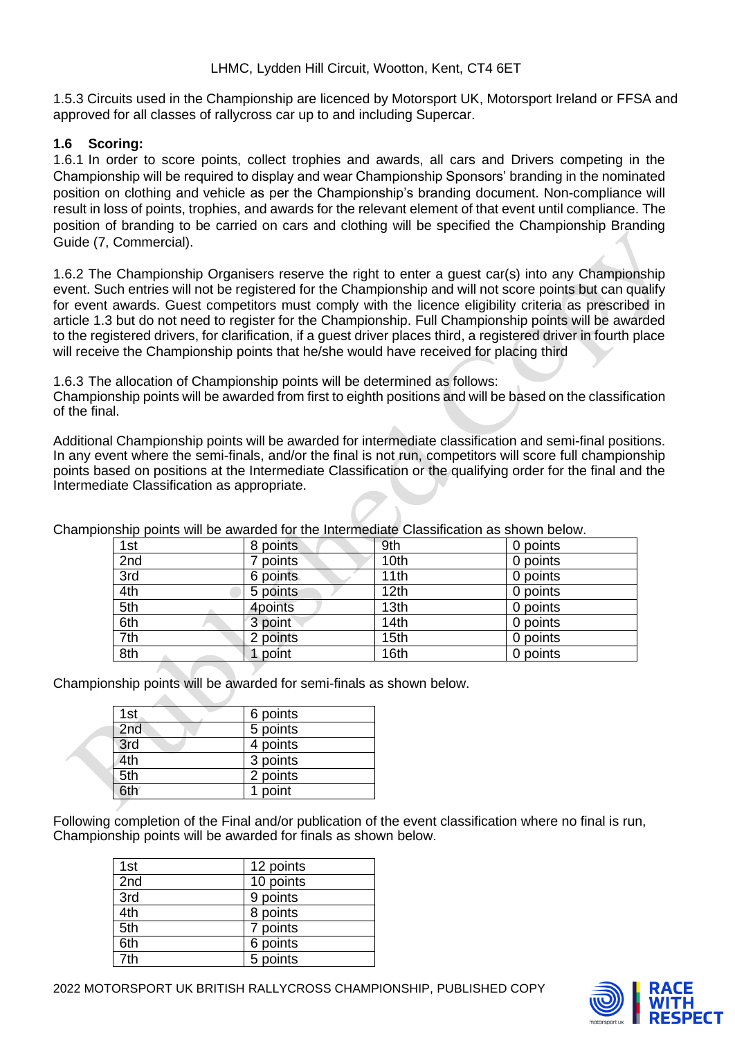LHMC, Lydden Hill Circuit, Wootton, Kent, CT4 6ET

1.5.3 Circuits used in the Championship are licenced by Motorsport UK, Motorsport Ireland or FFSA and approved for all classes of rallycross car up to and including Supercar.

### 1.6 Scoring:

1.6.1 In order to score points, collect trophies and awards, all cars and Drivers competing in the Championship will be required to display and wear Championship Sponsors' branding in the nominated position on clothing and vehicle as per the Championship's branding document. Non-compliance will result in loss of points, trophies, and awards for the relevant element of that event until compliance. The position of branding to be carried on cars and clothing will be specified the Championship Branding Guide (7, Commercial).

1.6.2 The Championship Organisers reserve the right to enter a guest car(s) into any Championship event. Such entries will not be registered for the Championship and will not score points but can qualify for event awards. Guest competitors must comply with the licence eligibility criteria as prescribed in article 1.3 but do not need to register for the Championship. Full Championship points will be awarded to the registered drivers, for clarification, if a guest driver places third, a registered driver in fourth place will receive the Championship points that he/she would have received for placing third

1.6.3 The allocation of Championship points will be determined as follows:
Championship points will be awarded from first to eighth positions and will be based on the classification of the final.

Additional Championship points will be awarded for intermediate classification and semi-final positions. In any event where the semi-finals, and/or the final is not run, competitors will score full championship points based on positions at the Intermediate Classification or the qualifying order for the final and the Intermediate Classification as appropriate.

Championship points will be awarded for the Intermediate Classification as shown below.

| 1st | 8 points | 9th | 0 points |
|---|---|---|---|
| 2nd | 7 points | 10th | 0 points |
| 3rd | 6 points | 11th | 0 points |
| 4th | 5 points | 12th | 0 points |
| 5th | 4points | 13th | 0 points |
| 6th | 3 point | 14th | 0 points |
| 7th | 2 points | 15th | 0 points |
| 8th | 1 point | 16th | 0 points |

Championship points will be awarded for semi-finals as shown below.

| 1st | 6 points |
|---|---|
| 2nd | 5 points |
| 3rd | 4 points |
| 4th | 3 points |
| 5th | 2 points |
| 6th | 1 point |

Following completion of the Final and/or publication of the event classification where no final is run, Championship points will be awarded for finals as shown below.

| 1st | 12 points |
|---|---|
| 2nd | 10 points |
| 3rd | 9 points |
| 4th | 8 points |
| 5th | 7 points |
| 6th | 6 points |
| 7th | 5 points |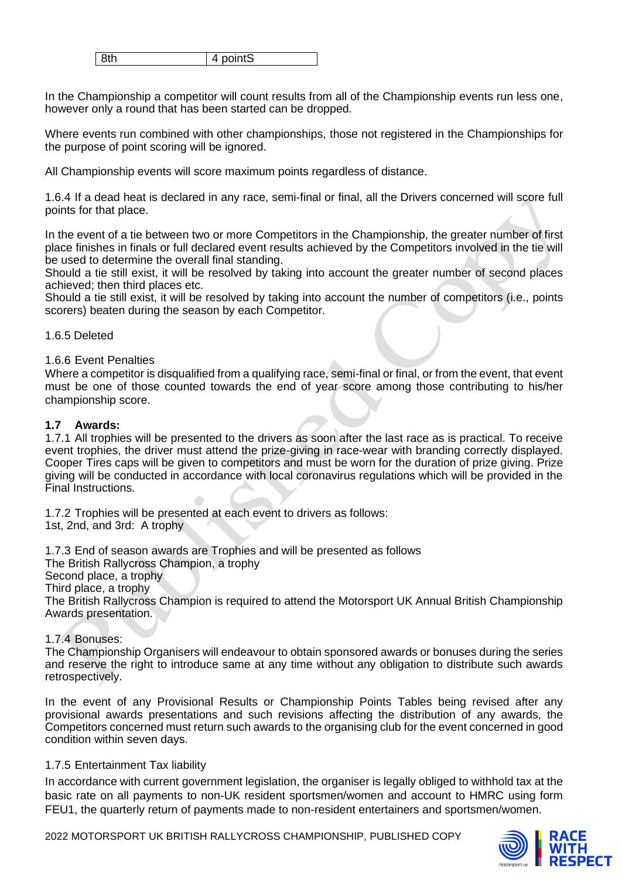| 8th | 4 pointS |
|---|---|

In the Championship a competitor will count results from all of the Championship events run less one, however only a round that has been started can be dropped.

Where events run combined with other championships, those not registered in the Championships for the purpose of point scoring will be ignored.

All Championship events will score maximum points regardless of distance.

1.6.4 If a dead heat is declared in any race, semi-final or final, all the Drivers concerned will score full points for that place.

In the event of a tie between two or more Competitors in the Championship, the greater number of first place finishes in finals or full declared event results achieved by the Competitors involved in the tie will be used to determine the overall final standing.
Should a tie still exist, it will be resolved by taking into account the greater number of second places achieved; then third places etc.
Should a tie still exist, it will be resolved by taking into account the number of competitors (i.e., points scorers) beaten during the season by each Competitor.

1.6.5 Deleted

1.6.6 Event Penalties
Where a competitor is disqualified from a qualifying race, semi-final or final, or from the event, that event must be one of those counted towards the end of year score among those contributing to his/her championship score.

**1.7 Awards:**
1.7.1 All trophies will be presented to the drivers as soon after the last race as is practical. To receive event trophies, the driver must attend the prize-giving in race-wear with branding correctly displayed. Cooper Tires caps will be given to competitors and must be worn for the duration of prize giving. Prize giving will be conducted in accordance with local coronavirus regulations which will be provided in the Final Instructions.

1.7.2 Trophies will be presented at each event to drivers as follows:
1st, 2nd, and 3rd: A trophy

1.7.3 End of season awards are Trophies and will be presented as follows
The British Rallycross Champion, a trophy
Second place, a trophy
Third place, a trophy
The British Rallycross Champion is required to attend the Motorsport UK Annual British Championship Awards presentation.

1.7.4 Bonuses:
The Championship Organisers will endeavour to obtain sponsored awards or bonuses during the series and reserve the right to introduce same at any time without any obligation to distribute such awards retrospectively.

In the event of any Provisional Results or Championship Points Tables being revised after any provisional awards presentations and such revisions affecting the distribution of any awards, the Competitors concerned must return such awards to the organising club for the event concerned in good condition within seven days.

1.7.5 Entertainment Tax liability
In accordance with current government legislation, the organiser is legally obliged to withhold tax at the basic rate on all payments to non-UK resident sportsmen/women and account to HMRC using form FEU1, the quarterly return of payments made to non-resident entertainers and sportsmen/women.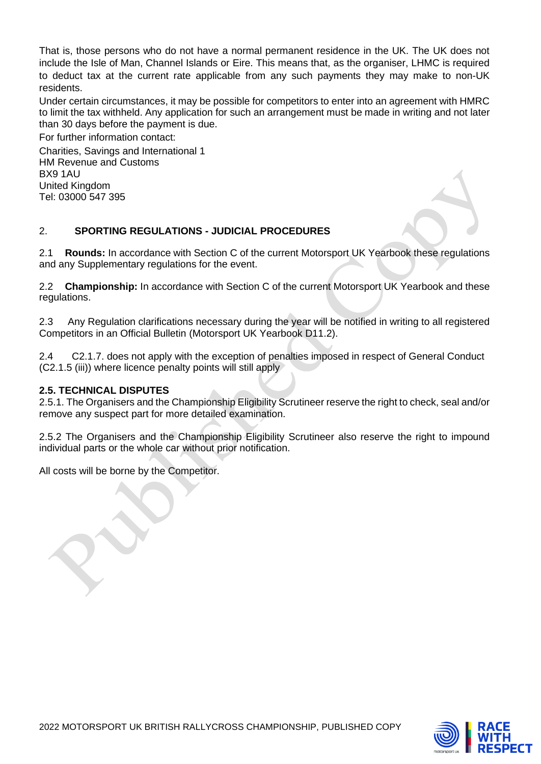That is, those persons who do not have a normal permanent residence in the UK. The UK does not include the Isle of Man, Channel Islands or Eire. This means that, as the organiser, LHMC is required to deduct tax at the current rate applicable from any such payments they may make to non-UK residents.

Under certain circumstances, it may be possible for competitors to enter into an agreement with HMRC to limit the tax withheld. Any application for such an arrangement must be made in writing and not later than 30 days before the payment is due.

For further information contact:

Charities, Savings and International 1
HM Revenue and Customs
BX9 1AU
United Kingdom
Tel: 03000 547 395

## 2. SPORTING REGULATIONS - JUDICIAL PROCEDURES

2.1 **Rounds:** In accordance with Section C of the current Motorsport UK Yearbook these regulations and any Supplementary regulations for the event.

2.2 **Championship:** In accordance with Section C of the current Motorsport UK Yearbook and these regulations.

2.3 Any Regulation clarifications necessary during the year will be notified in writing to all registered Competitors in an Official Bulletin (Motorsport UK Yearbook D11.2).

2.4 C2.1.7. does not apply with the exception of penalties imposed in respect of General Conduct (C2.1.5 (iii)) where licence penalty points will still apply

### 2.5. TECHNICAL DISPUTES

2.5.1. The Organisers and the Championship Eligibility Scrutineer reserve the right to check, seal and/or remove any suspect part for more detailed examination.

2.5.2 The Organisers and the Championship Eligibility Scrutineer also reserve the right to impound individual parts or the whole car without prior notification.

All costs will be borne by the Competitor.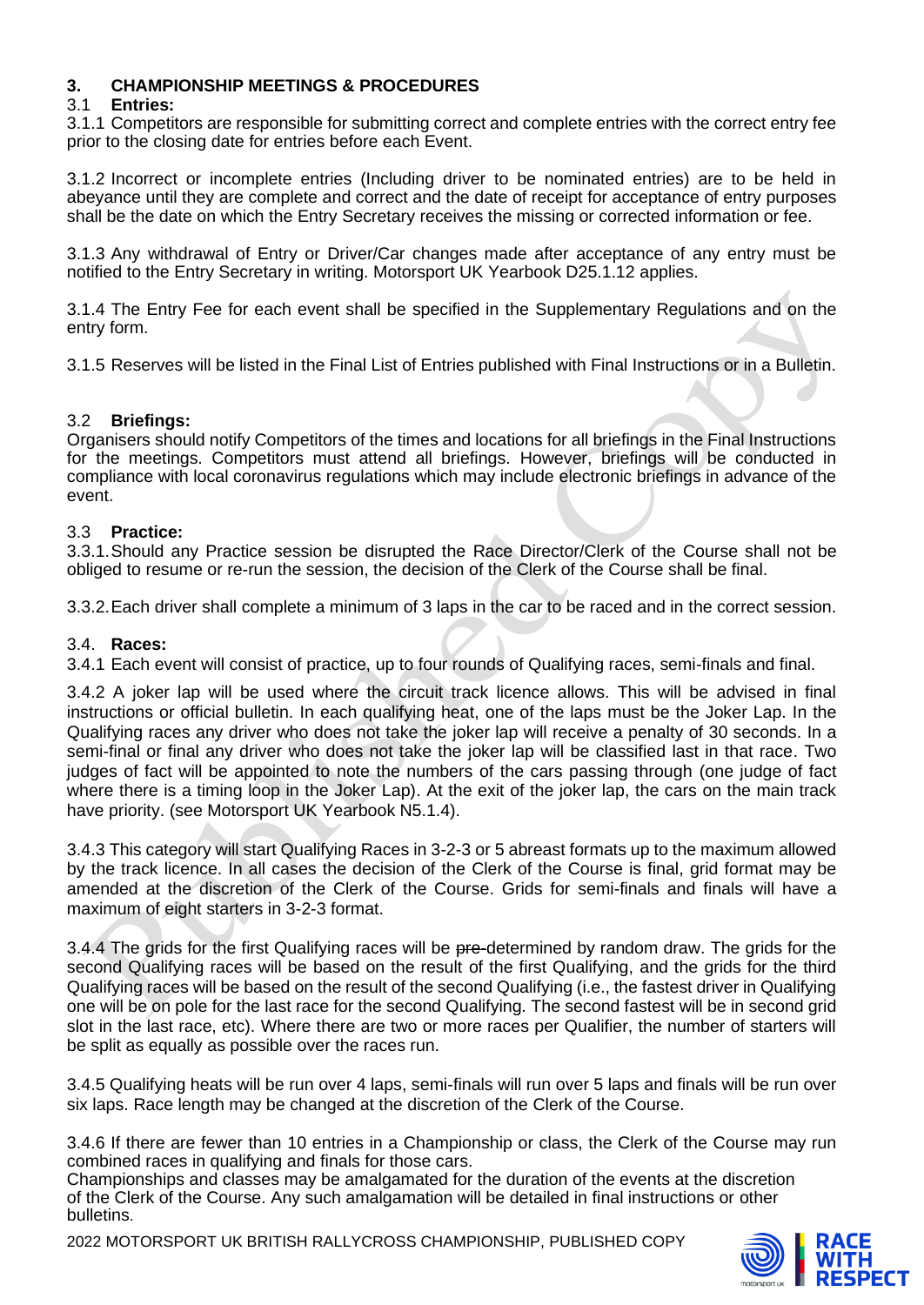## 3. CHAMPIONSHIP MEETINGS & PROCEDURES

### 3.1 Entries:

3.1.1 Competitors are responsible for submitting correct and complete entries with the correct entry fee prior to the closing date for entries before each Event.

3.1.2 Incorrect or incomplete entries (Including driver to be nominated entries) are to be held in abeyance until they are complete and correct and the date of receipt for acceptance of entry purposes shall be the date on which the Entry Secretary receives the missing or corrected information or fee.

3.1.3 Any withdrawal of Entry or Driver/Car changes made after acceptance of any entry must be notified to the Entry Secretary in writing. Motorsport UK Yearbook D25.1.12 applies.

3.1.4 The Entry Fee for each event shall be specified in the Supplementary Regulations and on the entry form.

3.1.5 Reserves will be listed in the Final List of Entries published with Final Instructions or in a Bulletin.

### 3.2 Briefings:

Organisers should notify Competitors of the times and locations for all briefings in the Final Instructions for the meetings. Competitors must attend all briefings. However, briefings will be conducted in compliance with local coronavirus regulations which may include electronic briefings in advance of the event.

### 3.3 Practice:

3.3.1. Should any Practice session be disrupted the Race Director/Clerk of the Course shall not be obliged to resume or re-run the session, the decision of the Clerk of the Course shall be final.

3.3.2. Each driver shall complete a minimum of 3 laps in the car to be raced and in the correct session.

### 3.4. Races:

3.4.1 Each event will consist of practice, up to four rounds of Qualifying races, semi-finals and final.

3.4.2 A joker lap will be used where the circuit track licence allows. This will be advised in final instructions or official bulletin. In each qualifying heat, one of the laps must be the Joker Lap. In the Qualifying races any driver who does not take the joker lap will receive a penalty of 30 seconds. In a semi-final or final any driver who does not take the joker lap will be classified last in that race. Two judges of fact will be appointed to note the numbers of the cars passing through (one judge of fact where there is a timing loop in the Joker Lap). At the exit of the joker lap, the cars on the main track have priority. (see Motorsport UK Yearbook N5.1.4).

3.4.3 This category will start Qualifying Races in 3-2-3 or 5 abreast formats up to the maximum allowed by the track licence. In all cases the decision of the Clerk of the Course is final, grid format may be amended at the discretion of the Clerk of the Course. Grids for semi-finals and finals will have a maximum of eight starters in 3-2-3 format.

3.4.4 The grids for the first Qualifying races will be ~~pre-~~determined by random draw. The grids for the second Qualifying races will be based on the result of the first Qualifying, and the grids for the third Qualifying races will be based on the result of the second Qualifying (i.e., the fastest driver in Qualifying one will be on pole for the last race for the second Qualifying. The second fastest will be in second grid slot in the last race, etc). Where there are two or more races per Qualifier, the number of starters will be split as equally as possible over the races run.

3.4.5 Qualifying heats will be run over 4 laps, semi-finals will run over 5 laps and finals will be run over six laps. Race length may be changed at the discretion of the Clerk of the Course.

3.4.6 If there are fewer than 10 entries in a Championship or class, the Clerk of the Course may run combined races in qualifying and finals for those cars.
Championships and classes may be amalgamated for the duration of the events at the discretion of the Clerk of the Course. Any such amalgamation will be detailed in final instructions or other bulletins.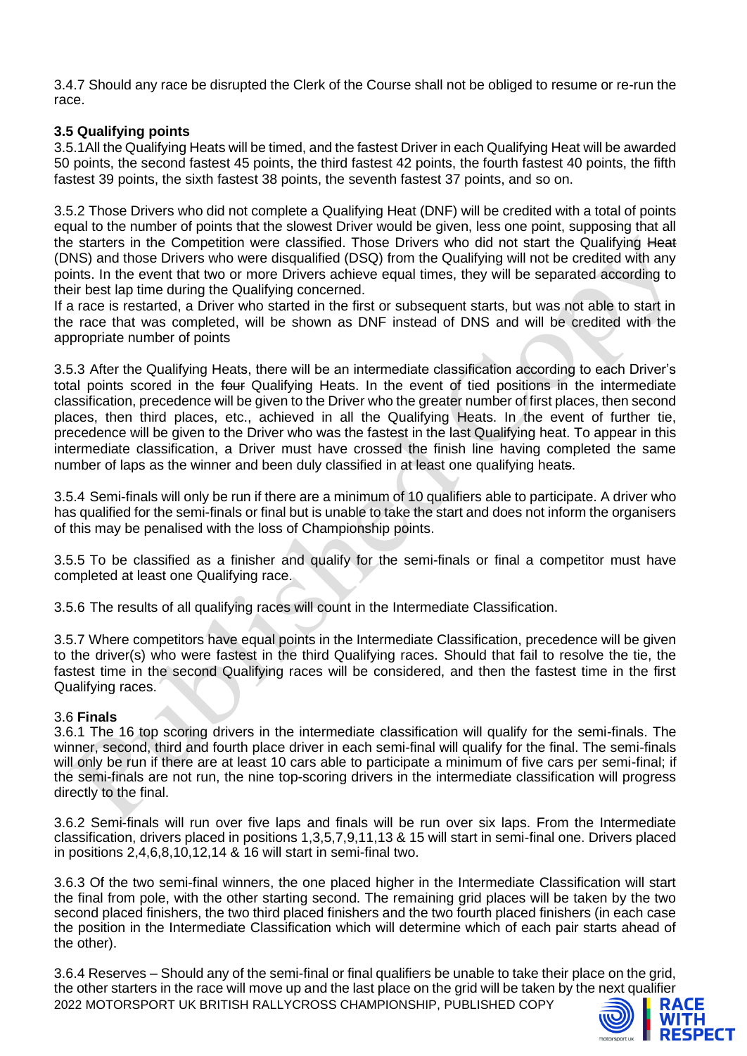3.4.7 Should any race be disrupted the Clerk of the Course shall not be obliged to resume or re-run the race.

### 3.5 Qualifying points

3.5.1All the Qualifying Heats will be timed, and the fastest Driver in each Qualifying Heat will be awarded 50 points, the second fastest 45 points, the third fastest 42 points, the fourth fastest 40 points, the fifth fastest 39 points, the sixth fastest 38 points, the seventh fastest 37 points, and so on.

3.5.2 Those Drivers who did not complete a Qualifying Heat (DNF) will be credited with a total of points equal to the number of points that the slowest Driver would be given, less one point, supposing that all the starters in the Competition were classified. Those Drivers who did not start the Qualifying ~~Heat~~ (DNS) and those Drivers who were disqualified (DSQ) from the Qualifying will not be credited with any points. In the event that two or more Drivers achieve equal times, they will be separated according to their best lap time during the Qualifying concerned.
If a race is restarted, a Driver who started in the first or subsequent starts, but was not able to start in the race that was completed, will be shown as DNF instead of DNS and will be credited with the appropriate number of points

3.5.3 After the Qualifying Heats, there will be an intermediate classification according to each Driver's total points scored in the ~~four~~ Qualifying Heats. In the event of tied positions in the intermediate classification, precedence will be given to the Driver who the greater number of first places, then second places, then third places, etc., achieved in all the Qualifying Heats. In the event of further tie, precedence will be given to the Driver who was the fastest in the last Qualifying heat. To appear in this intermediate classification, a Driver must have crossed the finish line having completed the same number of laps as the winner and been duly classified in at least one qualifying heat~~s~~.

3.5.4 Semi-finals will only be run if there are a minimum of 10 qualifiers able to participate. A driver who has qualified for the semi-finals or final but is unable to take the start and does not inform the organisers of this may be penalised with the loss of Championship points.

3.5.5 To be classified as a finisher and qualify for the semi-finals or final a competitor must have completed at least one Qualifying race.

3.5.6 The results of all qualifying races will count in the Intermediate Classification.

3.5.7 Where competitors have equal points in the Intermediate Classification, precedence will be given to the driver(s) who were fastest in the third Qualifying races. Should that fail to resolve the tie, the fastest time in the second Qualifying races will be considered, and then the fastest time in the first Qualifying races.

### 3.6 **Finals**

3.6.1 The 16 top scoring drivers in the intermediate classification will qualify for the semi-finals. The winner, second, third and fourth place driver in each semi-final will qualify for the final. The semi-finals will only be run if there are at least 10 cars able to participate a minimum of five cars per semi-final; if the semi-finals are not run, the nine top-scoring drivers in the intermediate classification will progress directly to the final.

3.6.2 Semi-finals will run over five laps and finals will be run over six laps. From the Intermediate classification, drivers placed in positions 1,3,5,7,9,11,13 & 15 will start in semi-final one. Drivers placed in positions 2,4,6,8,10,12,14 & 16 will start in semi-final two.

3.6.3 Of the two semi-final winners, the one placed higher in the Intermediate Classification will start the final from pole, with the other starting second. The remaining grid places will be taken by the two second placed finishers, the two third placed finishers and the two fourth placed finishers (in each case the position in the Intermediate Classification which will determine which of each pair starts ahead of the other).

3.6.4 Reserves – Should any of the semi-final or final qualifiers be unable to take their place on the grid, the other starters in the race will move up and the last place on the grid will be taken by the next qualifier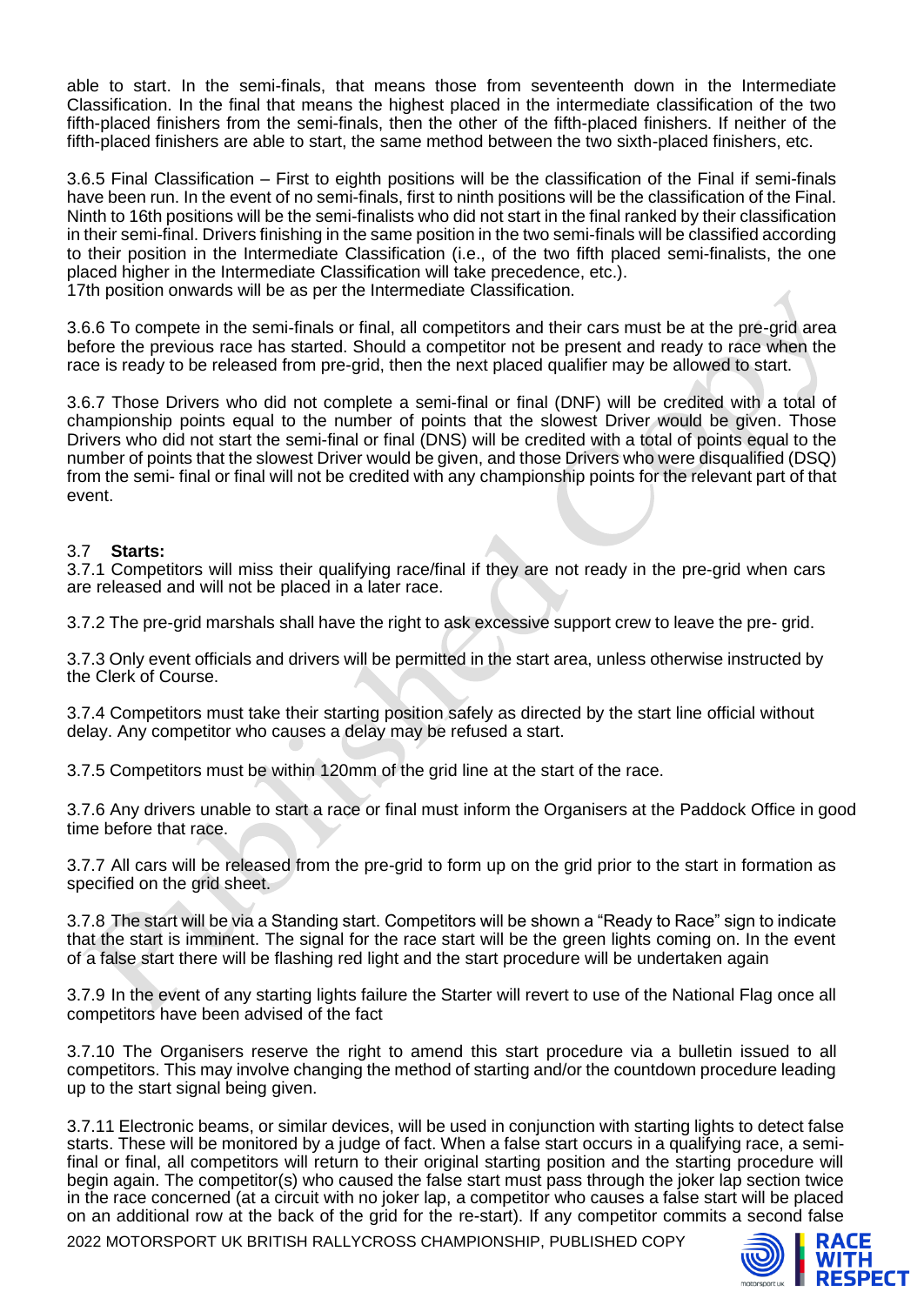able to start. In the semi-finals, that means those from seventeenth down in the Intermediate Classification. In the final that means the highest placed in the intermediate classification of the two fifth-placed finishers from the semi-finals, then the other of the fifth-placed finishers. If neither of the fifth-placed finishers are able to start, the same method between the two sixth-placed finishers, etc.

3.6.5 Final Classification – First to eighth positions will be the classification of the Final if semi-finals have been run. In the event of no semi-finals, first to ninth positions will be the classification of the Final. Ninth to 16th positions will be the semi-finalists who did not start in the final ranked by their classification in their semi-final. Drivers finishing in the same position in the two semi-finals will be classified according to their position in the Intermediate Classification (i.e., of the two fifth placed semi-finalists, the one placed higher in the Intermediate Classification will take precedence, etc.).
17th position onwards will be as per the Intermediate Classification.

3.6.6 To compete in the semi-finals or final, all competitors and their cars must be at the pre-grid area before the previous race has started. Should a competitor not be present and ready to race when the race is ready to be released from pre-grid, then the next placed qualifier may be allowed to start.

3.6.7 Those Drivers who did not complete a semi-final or final (DNF) will be credited with a total of championship points equal to the number of points that the slowest Driver would be given. Those Drivers who did not start the semi-final or final (DNS) will be credited with a total of points equal to the number of points that the slowest Driver would be given, and those Drivers who were disqualified (DSQ) from the semi- final or final will not be credited with any championship points for the relevant part of that event.

## 3.7 **Starts:**

3.7.1 Competitors will miss their qualifying race/final if they are not ready in the pre-grid when cars are released and will not be placed in a later race.

3.7.2 The pre-grid marshals shall have the right to ask excessive support crew to leave the pre- grid.

3.7.3 Only event officials and drivers will be permitted in the start area, unless otherwise instructed by the Clerk of Course.

3.7.4 Competitors must take their starting position safely as directed by the start line official without delay. Any competitor who causes a delay may be refused a start.

3.7.5 Competitors must be within 120mm of the grid line at the start of the race.

3.7.6 Any drivers unable to start a race or final must inform the Organisers at the Paddock Office in good time before that race.

3.7.7 All cars will be released from the pre-grid to form up on the grid prior to the start in formation as specified on the grid sheet.

3.7.8 The start will be via a Standing start. Competitors will be shown a "Ready to Race" sign to indicate that the start is imminent. The signal for the race start will be the green lights coming on. In the event of a false start there will be flashing red light and the start procedure will be undertaken again

3.7.9 In the event of any starting lights failure the Starter will revert to use of the National Flag once all competitors have been advised of the fact

3.7.10 The Organisers reserve the right to amend this start procedure via a bulletin issued to all competitors. This may involve changing the method of starting and/or the countdown procedure leading up to the start signal being given.

3.7.11 Electronic beams, or similar devices, will be used in conjunction with starting lights to detect false starts. These will be monitored by a judge of fact. When a false start occurs in a qualifying race, a semi-final or final, all competitors will return to their original starting position and the starting procedure will begin again. The competitor(s) who caused the false start must pass through the joker lap section twice in the race concerned (at a circuit with no joker lap, a competitor who causes a false start will be placed on an additional row at the back of the grid for the re-start). If any competitor commits a second false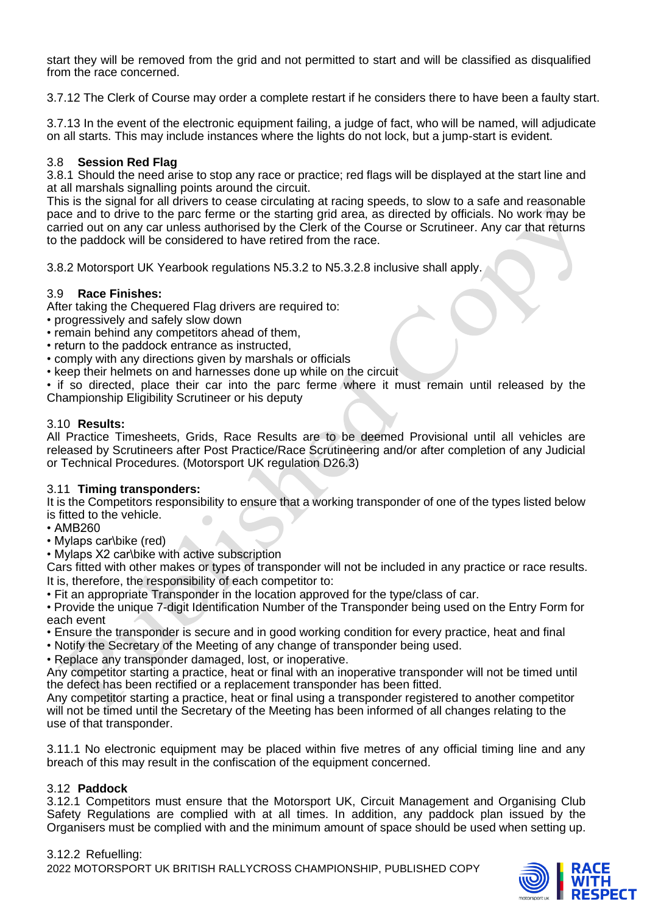start they will be removed from the grid and not permitted to start and will be classified as disqualified from the race concerned.

3.7.12 The Clerk of Course may order a complete restart if he considers there to have been a faulty start.

3.7.13 In the event of the electronic equipment failing, a judge of fact, who will be named, will adjudicate on all starts. This may include instances where the lights do not lock, but a jump-start is evident.

### 3.8 Session Red Flag

3.8.1 Should the need arise to stop any race or practice; red flags will be displayed at the start line and at all marshals signalling points around the circuit.

This is the signal for all drivers to cease circulating at racing speeds, to slow to a safe and reasonable pace and to drive to the parc ferme or the starting grid area, as directed by officials. No work may be carried out on any car unless authorised by the Clerk of the Course or Scrutineer. Any car that returns to the paddock will be considered to have retired from the race.

3.8.2 Motorsport UK Yearbook regulations N5.3.2 to N5.3.2.8 inclusive shall apply.

### 3.9 Race Finishes:

After taking the Chequered Flag drivers are required to:

- progressively and safely slow down
- remain behind any competitors ahead of them,
- return to the paddock entrance as instructed,
- comply with any directions given by marshals or officials
- keep their helmets on and harnesses done up while on the circuit
- if so directed, place their car into the parc ferme where it must remain until released by the Championship Eligibility Scrutineer or his deputy

### 3.10 Results:

All Practice Timesheets, Grids, Race Results are to be deemed Provisional until all vehicles are released by Scrutineers after Post Practice/Race Scrutineering and/or after completion of any Judicial or Technical Procedures. (Motorsport UK regulation D26.3)

### 3.11 Timing transponders:

It is the Competitors responsibility to ensure that a working transponder of one of the types listed below is fitted to the vehicle.

- AMB260
- Mylaps car\bike (red)
- Mylaps X2 car\bike with active subscription

Cars fitted with other makes or types of transponder will not be included in any practice or race results.

It is, therefore, the responsibility of each competitor to:

- Fit an appropriate Transponder in the location approved for the type/class of car.
- Provide the unique 7-digit Identification Number of the Transponder being used on the Entry Form for each event
- Ensure the transponder is secure and in good working condition for every practice, heat and final
- Notify the Secretary of the Meeting of any change of transponder being used.
- Replace any transponder damaged, lost, or inoperative.

Any competitor starting a practice, heat or final with an inoperative transponder will not be timed until the defect has been rectified or a replacement transponder has been fitted.

Any competitor starting a practice, heat or final using a transponder registered to another competitor will not be timed until the Secretary of the Meeting has been informed of all changes relating to the use of that transponder.

3.11.1 No electronic equipment may be placed within five metres of any official timing line and any breach of this may result in the confiscation of the equipment concerned.

### 3.12 Paddock

3.12.1 Competitors must ensure that the Motorsport UK, Circuit Management and Organising Club Safety Regulations are complied with at all times. In addition, any paddock plan issued by the Organisers must be complied with and the minimum amount of space should be used when setting up.

3.12.2 Refuelling: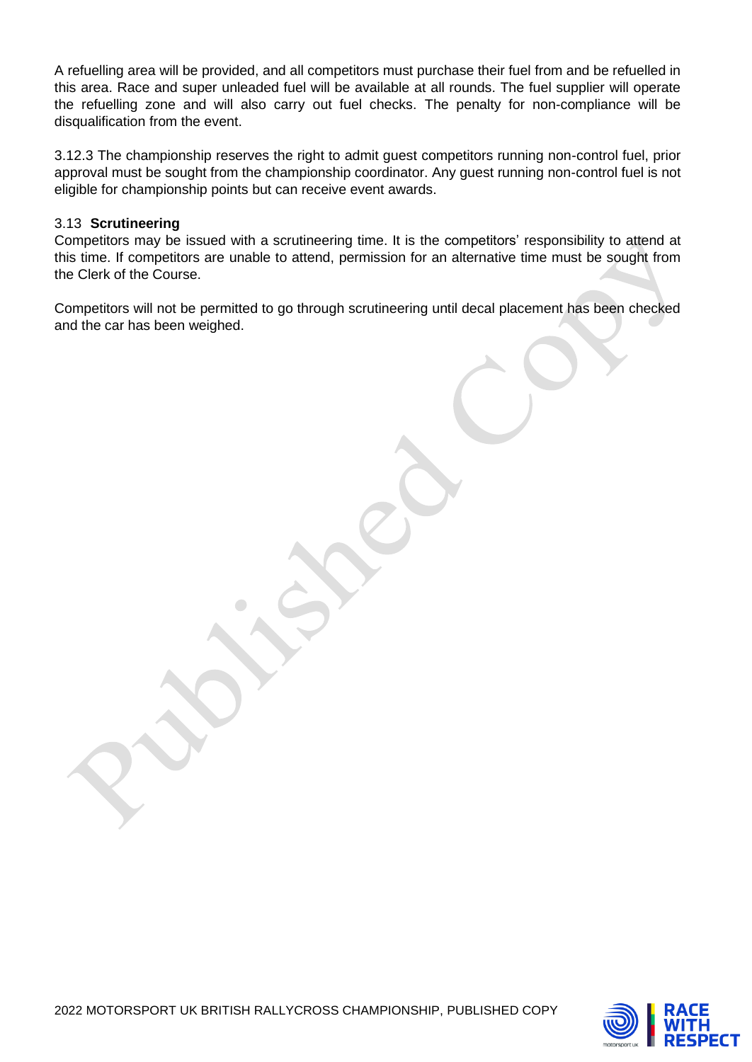A refuelling area will be provided, and all competitors must purchase their fuel from and be refuelled in this area. Race and super unleaded fuel will be available at all rounds. The fuel supplier will operate the refuelling zone and will also carry out fuel checks. The penalty for non-compliance will be disqualification from the event.

3.12.3 The championship reserves the right to admit guest competitors running non-control fuel, prior approval must be sought from the championship coordinator. Any guest running non-control fuel is not eligible for championship points but can receive event awards.

### 3.13 **Scrutineering**

Competitors may be issued with a scrutineering time. It is the competitors' responsibility to attend at this time. If competitors are unable to attend, permission for an alternative time must be sought from the Clerk of the Course.

Competitors will not be permitted to go through scrutineering until decal placement has been checked and the car has been weighed.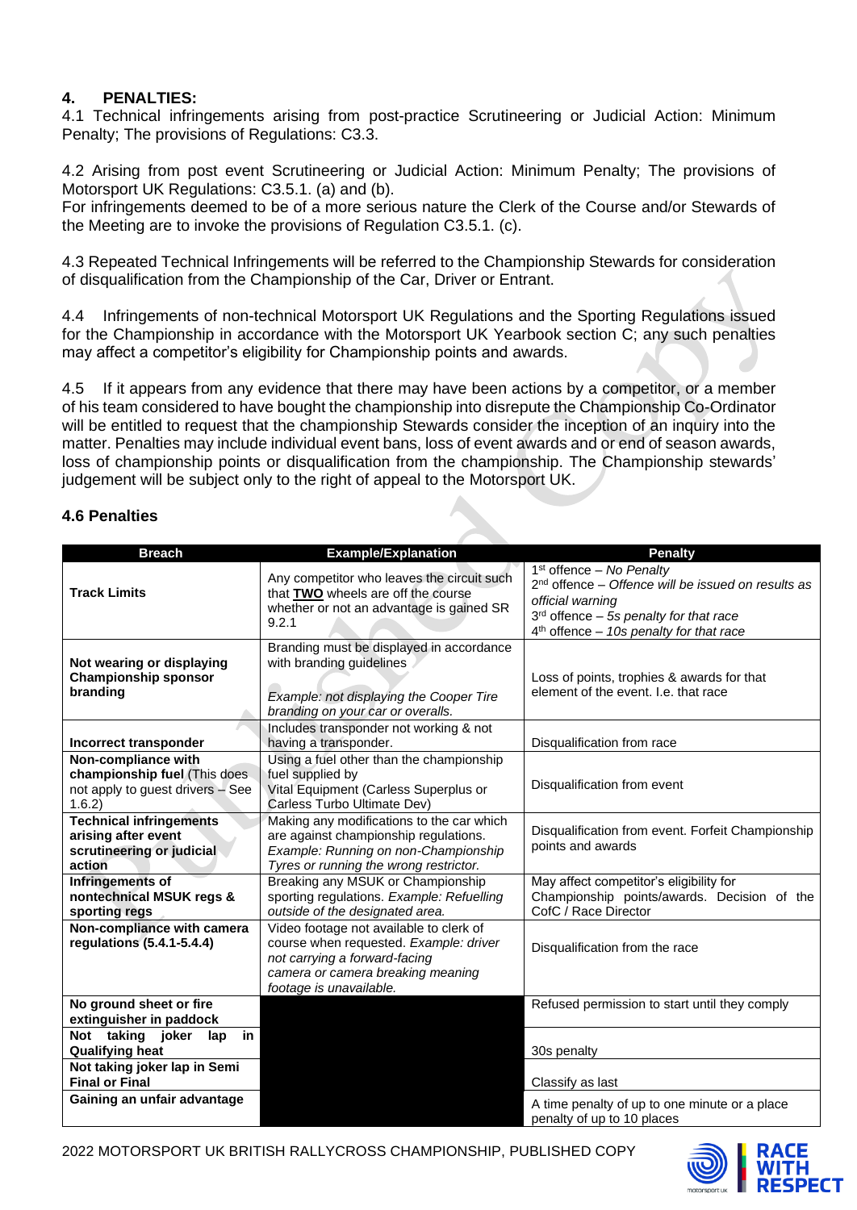## 4. PENALTIES:

4.1 Technical infringements arising from post-practice Scrutineering or Judicial Action: Minimum Penalty; The provisions of Regulations: C3.3.

4.2 Arising from post event Scrutineering or Judicial Action: Minimum Penalty; The provisions of Motorsport UK Regulations: C3.5.1. (a) and (b).
For infringements deemed to be of a more serious nature the Clerk of the Course and/or Stewards of the Meeting are to invoke the provisions of Regulation C3.5.1. (c).

4.3 Repeated Technical Infringements will be referred to the Championship Stewards for consideration of disqualification from the Championship of the Car, Driver or Entrant.

4.4 Infringements of non-technical Motorsport UK Regulations and the Sporting Regulations issued for the Championship in accordance with the Motorsport UK Yearbook section C; any such penalties may affect a competitor's eligibility for Championship points and awards.

4.5 If it appears from any evidence that there may have been actions by a competitor, or a member of his team considered to have bought the championship into disrepute the Championship Co-Ordinator will be entitled to request that the championship Stewards consider the inception of an inquiry into the matter. Penalties may include individual event bans, loss of event awards and or end of season awards, loss of championship points or disqualification from the championship. The Championship stewards' judgement will be subject only to the right of appeal to the Motorsport UK.

### 4.6 Penalties

| Breach | Example/Explanation | Penalty |
|---|---|---|
| **Track Limits** | Any competitor who leaves the circuit such that **TWO** wheels are off the course whether or not an advantage is gained SR 9.2.1 | 1st offence – *No Penalty*<br>2nd offence – *Offence will be issued on results as official warning*<br>3rd offence – *5s penalty for that race*<br>4th offence – *10s penalty for that race* |
| **Not wearing or displaying Championship sponsor branding** | Branding must be displayed in accordance with branding guidelines<br><br>*Example: not displaying the Cooper Tire branding on your car or overalls.* | Loss of points, trophies & awards for that element of the event. I.e. that race |
| **Incorrect transponder** | Includes transponder not working & not having a transponder. | Disqualification from race |
| **Non-compliance with championship fuel** (This does not apply to guest drivers – See 1.6.2) | Using a fuel other than the championship fuel supplied by Vital Equipment (Carless Superplus or Carless Turbo Ultimate Dev) | Disqualification from event |
| **Technical infringements arising after event scrutineering or judicial action** | Making any modifications to the car which are against championship regulations. *Example: Running on non-Championship Tyres or running the wrong restrictor.* | Disqualification from event. Forfeit Championship points and awards |
| **Infringements of nontechnical MSUK regs & sporting regs** | Breaking any MSUK or Championship sporting regulations. *Example: Refuelling outside of the designated area.* | May affect competitor's eligibility for Championship points/awards. Decision of the CofC / Race Director |
| **Non-compliance with camera regulations (5.4.1-5.4.4)** | Video footage not available to clerk of course when requested. *Example: driver not carrying a forward-facing camera or camera breaking meaning footage is unavailable.* | Disqualification from the race |
| **No ground sheet or fire extinguisher in paddock** | | Refused permission to start until they comply |
| **Not taking joker lap in Qualifying heat** | | 30s penalty |
| **Not taking joker lap in Semi Final or Final** | | Classify as last |
| **Gaining an unfair advantage** | | A time penalty of up to one minute or a place penalty of up to 10 places |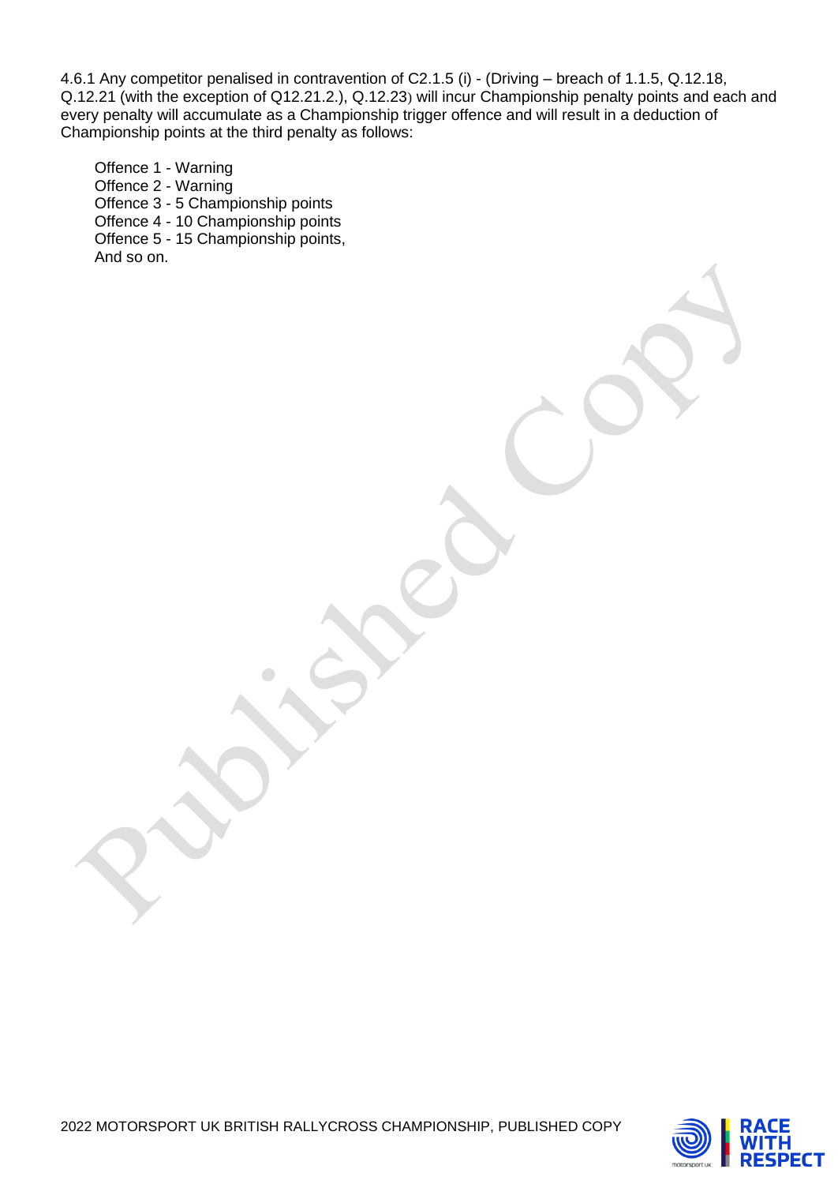4.6.1 Any competitor penalised in contravention of C2.1.5 (i) - (Driving – breach of 1.1.5, Q.12.18, Q.12.21 (with the exception of Q12.21.2.), Q.12.23) will incur Championship penalty points and each and every penalty will accumulate as a Championship trigger offence and will result in a deduction of Championship points at the third penalty as follows:

Offence 1 - Warning
Offence 2 - Warning
Offence 3 - 5 Championship points
Offence 4 - 10 Championship points
Offence 5 - 15 Championship points,
And so on.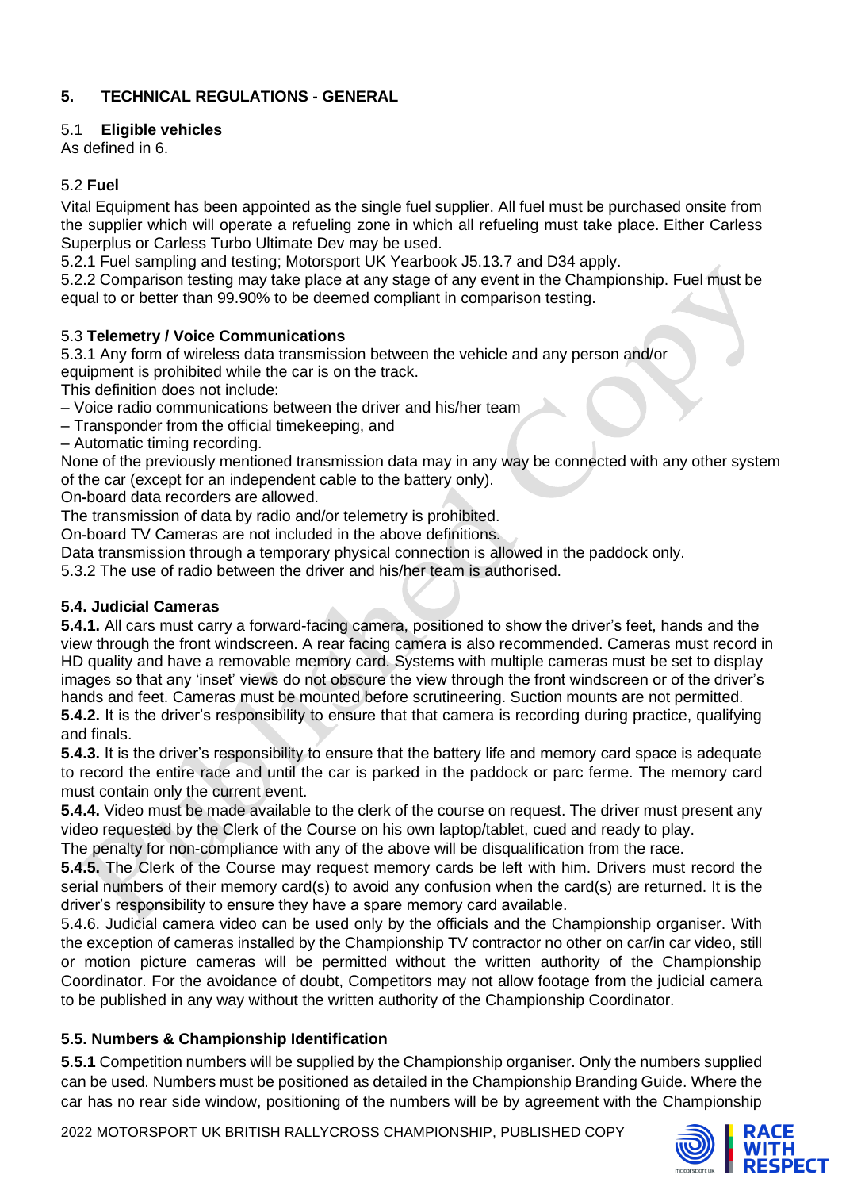## 5. TECHNICAL REGULATIONS - GENERAL

### 5.1 Eligible vehicles

As defined in 6.

### 5.2 Fuel

Vital Equipment has been appointed as the single fuel supplier. All fuel must be purchased onsite from the supplier which will operate a refueling zone in which all refueling must take place. Either Carless Superplus or Carless Turbo Ultimate Dev may be used.

5.2.1 Fuel sampling and testing; Motorsport UK Yearbook J5.13.7 and D34 apply.

5.2.2 Comparison testing may take place at any stage of any event in the Championship. Fuel must be equal to or better than 99.90% to be deemed compliant in comparison testing.

### 5.3 Telemetry / Voice Communications

5.3.1 Any form of wireless data transmission between the vehicle and any person and/or equipment is prohibited while the car is on the track.

This definition does not include:

– Voice radio communications between the driver and his/her team

– Transponder from the official timekeeping, and

– Automatic timing recording.

None of the previously mentioned transmission data may in any way be connected with any other system of the car (except for an independent cable to the battery only).

On-board data recorders are allowed.

The transmission of data by radio and/or telemetry is prohibited.

On-board TV Cameras are not included in the above definitions.

Data transmission through a temporary physical connection is allowed in the paddock only.

5.3.2 The use of radio between the driver and his/her team is authorised.

### 5.4. Judicial Cameras

**5.4.1.** All cars must carry a forward-facing camera, positioned to show the driver's feet, hands and the view through the front windscreen. A rear facing camera is also recommended. Cameras must record in HD quality and have a removable memory card. Systems with multiple cameras must be set to display images so that any 'inset' views do not obscure the view through the front windscreen or of the driver's hands and feet. Cameras must be mounted before scrutineering. Suction mounts are not permitted.

**5.4.2.** It is the driver's responsibility to ensure that that camera is recording during practice, qualifying and finals.

**5.4.3.** It is the driver's responsibility to ensure that the battery life and memory card space is adequate to record the entire race and until the car is parked in the paddock or parc ferme. The memory card must contain only the current event.

**5.4.4.** Video must be made available to the clerk of the course on request. The driver must present any video requested by the Clerk of the Course on his own laptop/tablet, cued and ready to play.

The penalty for non-compliance with any of the above will be disqualification from the race.

**5.4.5.** The Clerk of the Course may request memory cards be left with him. Drivers must record the serial numbers of their memory card(s) to avoid any confusion when the card(s) are returned. It is the driver's responsibility to ensure they have a spare memory card available.

5.4.6. Judicial camera video can be used only by the officials and the Championship organiser. With the exception of cameras installed by the Championship TV contractor no other on car/in car video, still or motion picture cameras will be permitted without the written authority of the Championship Coordinator. For the avoidance of doubt, Competitors may not allow footage from the judicial camera to be published in any way without the written authority of the Championship Coordinator.

### 5.5. Numbers & Championship Identification

**5.5.1** Competition numbers will be supplied by the Championship organiser. Only the numbers supplied can be used. Numbers must be positioned as detailed in the Championship Branding Guide. Where the car has no rear side window, positioning of the numbers will be by agreement with the Championship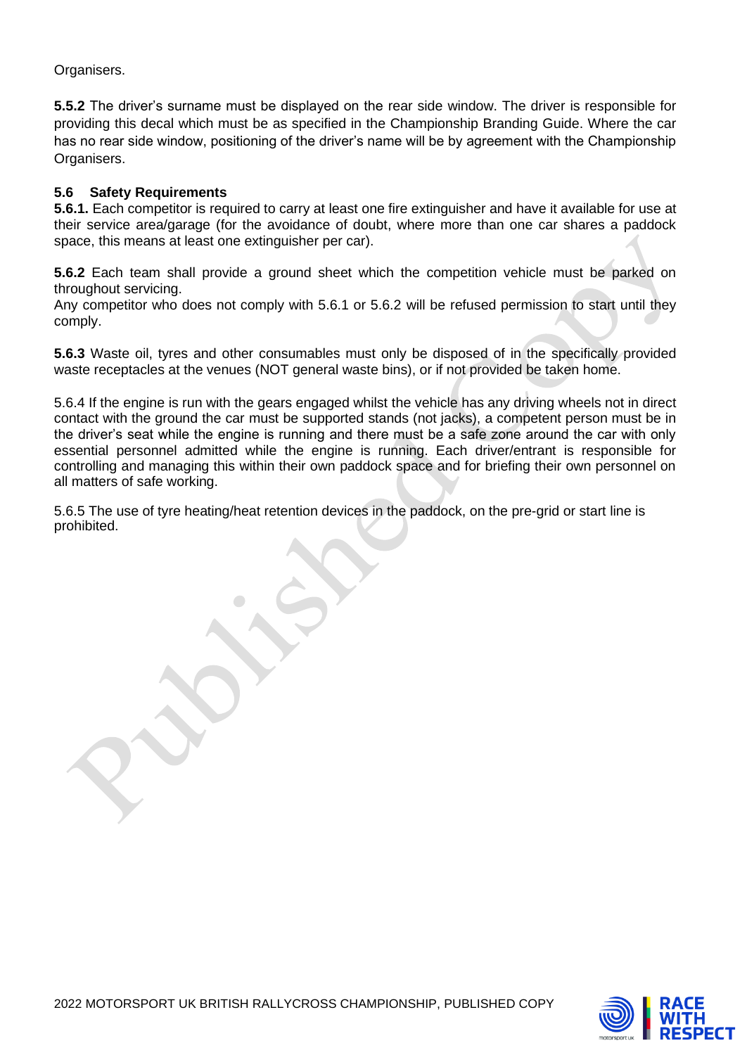Organisers.

**5.5.2** The driver's surname must be displayed on the rear side window. The driver is responsible for providing this decal which must be as specified in the Championship Branding Guide. Where the car has no rear side window, positioning of the driver's name will be by agreement with the Championship Organisers.

### 5.6 Safety Requirements

**5.6.1.** Each competitor is required to carry at least one fire extinguisher and have it available for use at their service area/garage (for the avoidance of doubt, where more than one car shares a paddock space, this means at least one extinguisher per car).

**5.6.2** Each team shall provide a ground sheet which the competition vehicle must be parked on throughout servicing.
Any competitor who does not comply with 5.6.1 or 5.6.2 will be refused permission to start until they comply.

**5.6.3** Waste oil, tyres and other consumables must only be disposed of in the specifically provided waste receptacles at the venues (NOT general waste bins), or if not provided be taken home.

5.6.4 If the engine is run with the gears engaged whilst the vehicle has any driving wheels not in direct contact with the ground the car must be supported stands (not jacks), a competent person must be in the driver's seat while the engine is running and there must be a safe zone around the car with only essential personnel admitted while the engine is running. Each driver/entrant is responsible for controlling and managing this within their own paddock space and for briefing their own personnel on all matters of safe working.

5.6.5 The use of tyre heating/heat retention devices in the paddock, on the pre-grid or start line is prohibited.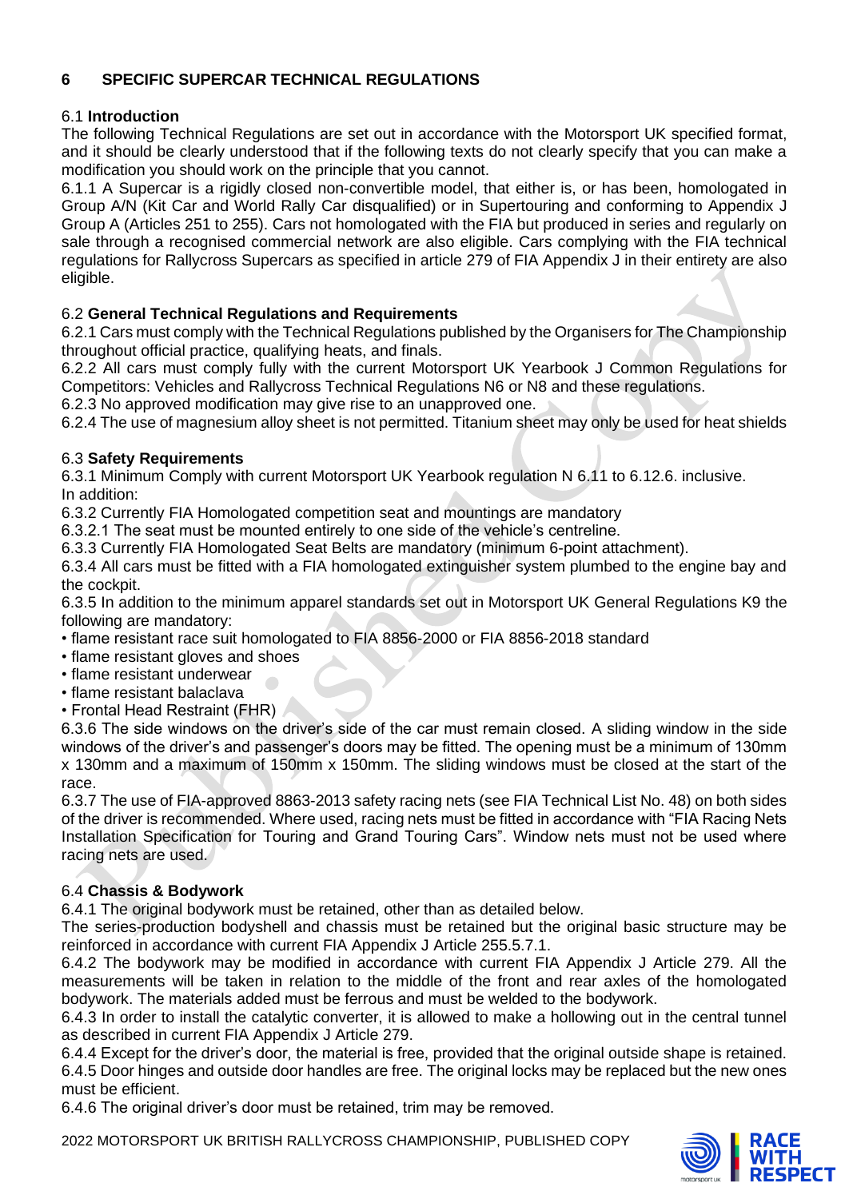## 6 SPECIFIC SUPERCAR TECHNICAL REGULATIONS

### 6.1 **Introduction**

The following Technical Regulations are set out in accordance with the Motorsport UK specified format, and it should be clearly understood that if the following texts do not clearly specify that you can make a modification you should work on the principle that you cannot.

6.1.1 A Supercar is a rigidly closed non-convertible model, that either is, or has been, homologated in Group A/N (Kit Car and World Rally Car disqualified) or in Supertouring and conforming to Appendix J Group A (Articles 251 to 255). Cars not homologated with the FIA but produced in series and regularly on sale through a recognised commercial network are also eligible. Cars complying with the FIA technical regulations for Rallycross Supercars as specified in article 279 of FIA Appendix J in their entirety are also eligible.

### 6.2 **General Technical Regulations and Requirements**

6.2.1 Cars must comply with the Technical Regulations published by the Organisers for The Championship throughout official practice, qualifying heats, and finals.

6.2.2 All cars must comply fully with the current Motorsport UK Yearbook J Common Regulations for Competitors: Vehicles and Rallycross Technical Regulations N6 or N8 and these regulations.

6.2.3 No approved modification may give rise to an unapproved one.

6.2.4 The use of magnesium alloy sheet is not permitted. Titanium sheet may only be used for heat shields

### 6.3 **Safety Requirements**

6.3.1 Minimum Comply with current Motorsport UK Yearbook regulation N 6.11 to 6.12.6. inclusive.
In addition:

6.3.2 Currently FIA Homologated competition seat and mountings are mandatory

6.3.2.1 The seat must be mounted entirely to one side of the vehicle's centreline.

6.3.3 Currently FIA Homologated Seat Belts are mandatory (minimum 6-point attachment).

6.3.4 All cars must be fitted with a FIA homologated extinguisher system plumbed to the engine bay and the cockpit.

6.3.5 In addition to the minimum apparel standards set out in Motorsport UK General Regulations K9 the following are mandatory:

- flame resistant race suit homologated to FIA 8856-2000 or FIA 8856-2018 standard
- flame resistant gloves and shoes
- flame resistant underwear
- flame resistant balaclava
- Frontal Head Restraint (FHR)

6.3.6 The side windows on the driver's side of the car must remain closed. A sliding window in the side windows of the driver's and passenger's doors may be fitted. The opening must be a minimum of 130mm x 130mm and a maximum of 150mm x 150mm. The sliding windows must be closed at the start of the race.

6.3.7 The use of FIA-approved 8863-2013 safety racing nets (see FIA Technical List No. 48) on both sides of the driver is recommended. Where used, racing nets must be fitted in accordance with "FIA Racing Nets Installation Specification for Touring and Grand Touring Cars". Window nets must not be used where racing nets are used.

### 6.4 **Chassis & Bodywork**

6.4.1 The original bodywork must be retained, other than as detailed below.
The series-production bodyshell and chassis must be retained but the original basic structure may be reinforced in accordance with current FIA Appendix J Article 255.5.7.1.

6.4.2 The bodywork may be modified in accordance with current FIA Appendix J Article 279. All the measurements will be taken in relation to the middle of the front and rear axles of the homologated bodywork. The materials added must be ferrous and must be welded to the bodywork.

6.4.3 In order to install the catalytic converter, it is allowed to make a hollowing out in the central tunnel as described in current FIA Appendix J Article 279.

6.4.4 Except for the driver's door, the material is free, provided that the original outside shape is retained.

6.4.5 Door hinges and outside door handles are free. The original locks may be replaced but the new ones must be efficient.

6.4.6 The original driver's door must be retained, trim may be removed.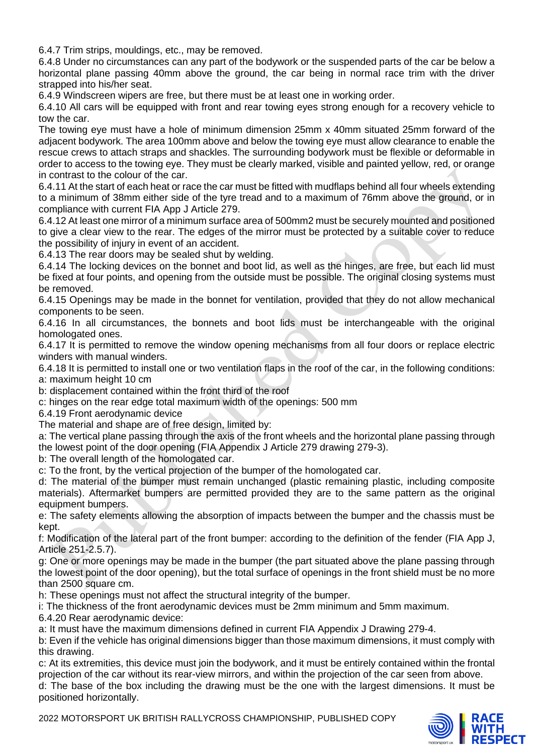6.4.7 Trim strips, mouldings, etc., may be removed.

6.4.8 Under no circumstances can any part of the bodywork or the suspended parts of the car be below a horizontal plane passing 40mm above the ground, the car being in normal race trim with the driver strapped into his/her seat.

6.4.9 Windscreen wipers are free, but there must be at least one in working order.

6.4.10 All cars will be equipped with front and rear towing eyes strong enough for a recovery vehicle to tow the car.

The towing eye must have a hole of minimum dimension 25mm x 40mm situated 25mm forward of the adjacent bodywork. The area 100mm above and below the towing eye must allow clearance to enable the rescue crews to attach straps and shackles. The surrounding bodywork must be flexible or deformable in order to access to the towing eye. They must be clearly marked, visible and painted yellow, red, or orange in contrast to the colour of the car.

6.4.11 At the start of each heat or race the car must be fitted with mudflaps behind all four wheels extending to a minimum of 38mm either side of the tyre tread and to a maximum of 76mm above the ground, or in compliance with current FIA App J Article 279.

6.4.12 At least one mirror of a minimum surface area of 500mm2 must be securely mounted and positioned to give a clear view to the rear. The edges of the mirror must be protected by a suitable cover to reduce the possibility of injury in event of an accident.

6.4.13 The rear doors may be sealed shut by welding.

6.4.14 The locking devices on the bonnet and boot lid, as well as the hinges, are free, but each lid must be fixed at four points, and opening from the outside must be possible. The original closing systems must be removed.

6.4.15 Openings may be made in the bonnet for ventilation, provided that they do not allow mechanical components to be seen.

6.4.16 In all circumstances, the bonnets and boot lids must be interchangeable with the original homologated ones.

6.4.17 It is permitted to remove the window opening mechanisms from all four doors or replace electric winders with manual winders.

6.4.18 It is permitted to install one or two ventilation flaps in the roof of the car, in the following conditions:

a: maximum height 10 cm

b: displacement contained within the front third of the roof

c: hinges on the rear edge total maximum width of the openings: 500 mm

6.4.19 Front aerodynamic device

The material and shape are of free design, limited by:

a: The vertical plane passing through the axis of the front wheels and the horizontal plane passing through the lowest point of the door opening (FIA Appendix J Article 279 drawing 279-3).

b: The overall length of the homologated car.

c: To the front, by the vertical projection of the bumper of the homologated car.

d: The material of the bumper must remain unchanged (plastic remaining plastic, including composite materials). Aftermarket bumpers are permitted provided they are to the same pattern as the original equipment bumpers.

e: The safety elements allowing the absorption of impacts between the bumper and the chassis must be kept.

f: Modification of the lateral part of the front bumper: according to the definition of the fender (FIA App J, Article 251-2.5.7).

g: One or more openings may be made in the bumper (the part situated above the plane passing through the lowest point of the door opening), but the total surface of openings in the front shield must be no more than 2500 square cm.

h: These openings must not affect the structural integrity of the bumper.

i: The thickness of the front aerodynamic devices must be 2mm minimum and 5mm maximum.

6.4.20 Rear aerodynamic device:

a: It must have the maximum dimensions defined in current FIA Appendix J Drawing 279-4.

b: Even if the vehicle has original dimensions bigger than those maximum dimensions, it must comply with this drawing.

c: At its extremities, this device must join the bodywork, and it must be entirely contained within the frontal projection of the car without its rear-view mirrors, and within the projection of the car seen from above.

d: The base of the box including the drawing must be the one with the largest dimensions. It must be positioned horizontally.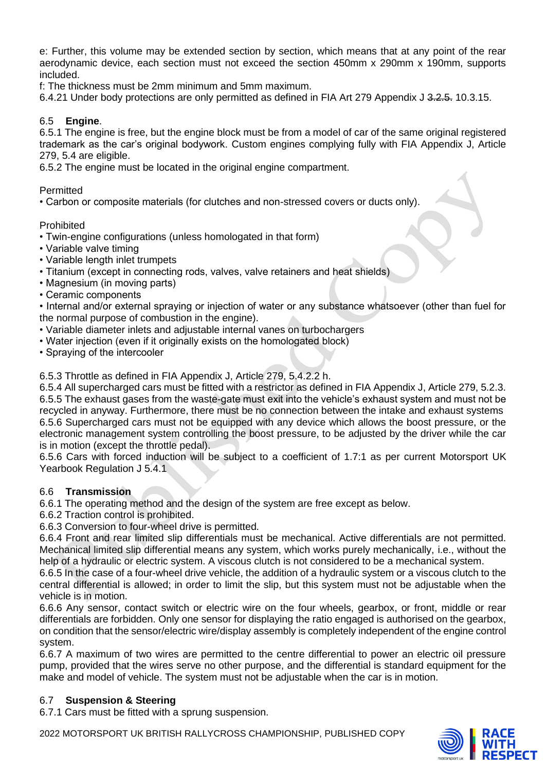e: Further, this volume may be extended section by section, which means that at any point of the rear aerodynamic device, each section must not exceed the section 450mm x 290mm x 190mm, supports included.

f: The thickness must be 2mm minimum and 5mm maximum.

6.4.21 Under body protections are only permitted as defined in FIA Art 279 Appendix J ~~3.2.5.~~ 10.3.15.

## 6.5 **Engine**.

6.5.1 The engine is free, but the engine block must be from a model of car of the same original registered trademark as the car's original bodywork. Custom engines complying fully with FIA Appendix J, Article 279, 5.4 are eligible.

6.5.2 The engine must be located in the original engine compartment.

Permitted

- Carbon or composite materials (for clutches and non-stressed covers or ducts only).

Prohibited

- Twin-engine configurations (unless homologated in that form)
- Variable valve timing
- Variable length inlet trumpets
- Titanium (except in connecting rods, valves, valve retainers and heat shields)
- Magnesium (in moving parts)
- Ceramic components
- Internal and/or external spraying or injection of water or any substance whatsoever (other than fuel for the normal purpose of combustion in the engine).
- Variable diameter inlets and adjustable internal vanes on turbochargers
- Water injection (even if it originally exists on the homologated block)
- Spraying of the intercooler

6.5.3 Throttle as defined in FIA Appendix J, Article 279, 5.4.2.2 h.

6.5.4 All supercharged cars must be fitted with a restrictor as defined in FIA Appendix J, Article 279, 5.2.3.

6.5.5 The exhaust gases from the waste-gate must exit into the vehicle's exhaust system and must not be recycled in anyway. Furthermore, there must be no connection between the intake and exhaust systems

6.5.6 Supercharged cars must not be equipped with any device which allows the boost pressure, or the electronic management system controlling the boost pressure, to be adjusted by the driver while the car is in motion (except the throttle pedal).

6.5.6 Cars with forced induction will be subject to a coefficient of 1.7:1 as per current Motorsport UK Yearbook Regulation J 5.4.1

## 6.6 **Transmission**

6.6.1 The operating method and the design of the system are free except as below.

6.6.2 Traction control is prohibited.

6.6.3 Conversion to four-wheel drive is permitted.

6.6.4 Front and rear limited slip differentials must be mechanical. Active differentials are not permitted. Mechanical limited slip differential means any system, which works purely mechanically, i.e., without the help of a hydraulic or electric system. A viscous clutch is not considered to be a mechanical system.

6.6.5 In the case of a four-wheel drive vehicle, the addition of a hydraulic system or a viscous clutch to the central differential is allowed; in order to limit the slip, but this system must not be adjustable when the vehicle is in motion.

6.6.6 Any sensor, contact switch or electric wire on the four wheels, gearbox, or front, middle or rear differentials are forbidden. Only one sensor for displaying the ratio engaged is authorised on the gearbox, on condition that the sensor/electric wire/display assembly is completely independent of the engine control system.

6.6.7 A maximum of two wires are permitted to the centre differential to power an electric oil pressure pump, provided that the wires serve no other purpose, and the differential is standard equipment for the make and model of vehicle. The system must not be adjustable when the car is in motion.

## 6.7 **Suspension & Steering**

6.7.1 Cars must be fitted with a sprung suspension.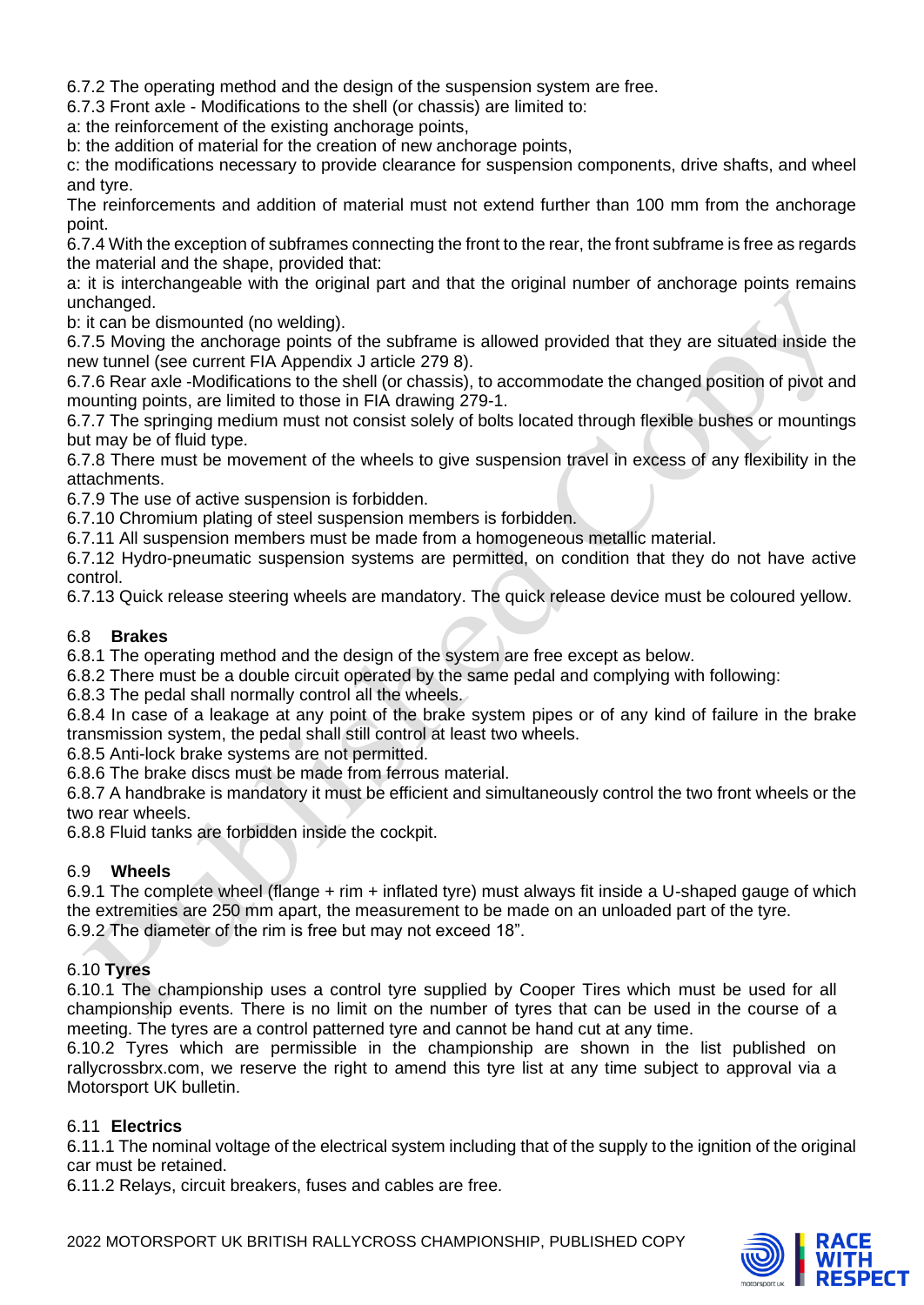6.7.2 The operating method and the design of the suspension system are free.

6.7.3 Front axle - Modifications to the shell (or chassis) are limited to:

a: the reinforcement of the existing anchorage points,

b: the addition of material for the creation of new anchorage points,

c: the modifications necessary to provide clearance for suspension components, drive shafts, and wheel and tyre.

The reinforcements and addition of material must not extend further than 100 mm from the anchorage point.

6.7.4 With the exception of subframes connecting the front to the rear, the front subframe is free as regards the material and the shape, provided that:

a: it is interchangeable with the original part and that the original number of anchorage points remains unchanged.

b: it can be dismounted (no welding).

6.7.5 Moving the anchorage points of the subframe is allowed provided that they are situated inside the new tunnel (see current FIA Appendix J article 279 8).

6.7.6 Rear axle -Modifications to the shell (or chassis), to accommodate the changed position of pivot and mounting points, are limited to those in FIA drawing 279-1.

6.7.7 The springing medium must not consist solely of bolts located through flexible bushes or mountings but may be of fluid type.

6.7.8 There must be movement of the wheels to give suspension travel in excess of any flexibility in the attachments.

6.7.9 The use of active suspension is forbidden.

6.7.10 Chromium plating of steel suspension members is forbidden.

6.7.11 All suspension members must be made from a homogeneous metallic material.

6.7.12 Hydro-pneumatic suspension systems are permitted, on condition that they do not have active control.

6.7.13 Quick release steering wheels are mandatory. The quick release device must be coloured yellow.

## 6.8 Brakes

6.8.1 The operating method and the design of the system are free except as below.

6.8.2 There must be a double circuit operated by the same pedal and complying with following:

6.8.3 The pedal shall normally control all the wheels.

6.8.4 In case of a leakage at any point of the brake system pipes or of any kind of failure in the brake transmission system, the pedal shall still control at least two wheels.

6.8.5 Anti-lock brake systems are not permitted.

6.8.6 The brake discs must be made from ferrous material.

6.8.7 A handbrake is mandatory it must be efficient and simultaneously control the two front wheels or the two rear wheels.

6.8.8 Fluid tanks are forbidden inside the cockpit.

## 6.9 Wheels

6.9.1 The complete wheel (flange + rim + inflated tyre) must always fit inside a U-shaped gauge of which the extremities are 250 mm apart, the measurement to be made on an unloaded part of the tyre.

6.9.2 The diameter of the rim is free but may not exceed 18".

## 6.10 Tyres

6.10.1 The championship uses a control tyre supplied by Cooper Tires which must be used for all championship events. There is no limit on the number of tyres that can be used in the course of a meeting. The tyres are a control patterned tyre and cannot be hand cut at any time.

6.10.2 Tyres which are permissible in the championship are shown in the list published on rallycrossbrx.com, we reserve the right to amend this tyre list at any time subject to approval via a Motorsport UK bulletin.

## 6.11 Electrics

6.11.1 The nominal voltage of the electrical system including that of the supply to the ignition of the original car must be retained.

6.11.2 Relays, circuit breakers, fuses and cables are free.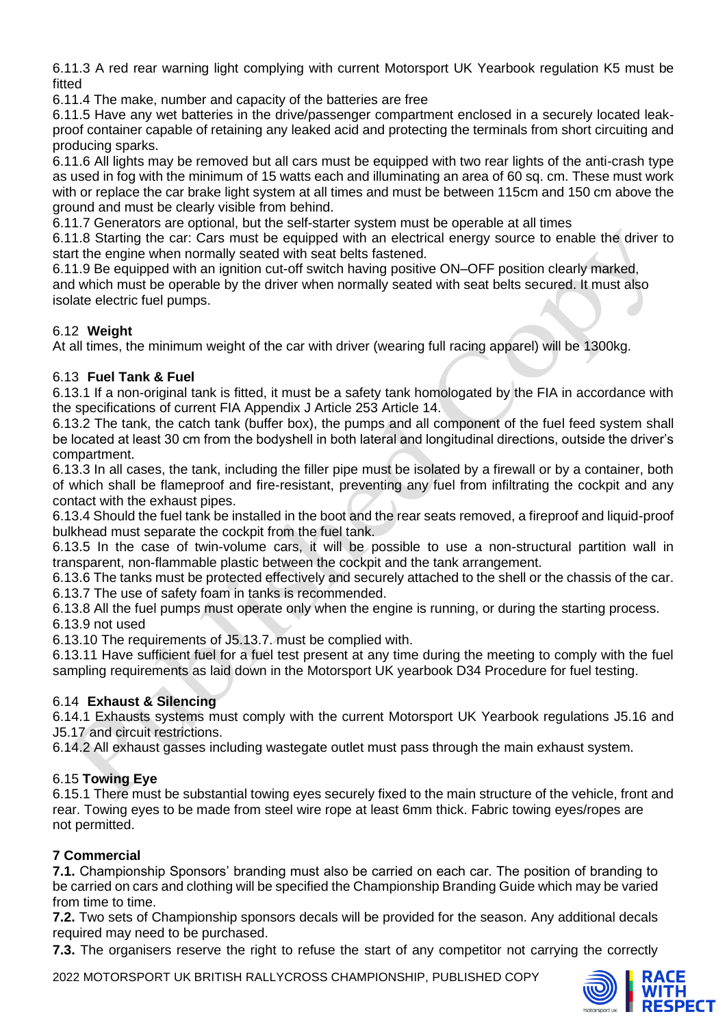6.11.3 A red rear warning light complying with current Motorsport UK Yearbook regulation K5 must be fitted

6.11.4 The make, number and capacity of the batteries are free

6.11.5 Have any wet batteries in the drive/passenger compartment enclosed in a securely located leak-proof container capable of retaining any leaked acid and protecting the terminals from short circuiting and producing sparks.

6.11.6 All lights may be removed but all cars must be equipped with two rear lights of the anti-crash type as used in fog with the minimum of 15 watts each and illuminating an area of 60 sq. cm. These must work with or replace the car brake light system at all times and must be between 115cm and 150 cm above the ground and must be clearly visible from behind.

6.11.7 Generators are optional, but the self-starter system must be operable at all times

6.11.8 Starting the car: Cars must be equipped with an electrical energy source to enable the driver to start the engine when normally seated with seat belts fastened.

6.11.9 Be equipped with an ignition cut-off switch having positive ON–OFF position clearly marked, and which must be operable by the driver when normally seated with seat belts secured. It must also isolate electric fuel pumps.

### 6.12 **Weight**

At all times, the minimum weight of the car with driver (wearing full racing apparel) will be 1300kg.

### 6.13 **Fuel Tank & Fuel**

6.13.1 If a non-original tank is fitted, it must be a safety tank homologated by the FIA in accordance with the specifications of current FIA Appendix J Article 253 Article 14.

6.13.2 The tank, the catch tank (buffer box), the pumps and all component of the fuel feed system shall be located at least 30 cm from the bodyshell in both lateral and longitudinal directions, outside the driver's compartment.

6.13.3 In all cases, the tank, including the filler pipe must be isolated by a firewall or by a container, both of which shall be flameproof and fire-resistant, preventing any fuel from infiltrating the cockpit and any contact with the exhaust pipes.

6.13.4 Should the fuel tank be installed in the boot and the rear seats removed, a fireproof and liquid-proof bulkhead must separate the cockpit from the fuel tank.

6.13.5 In the case of twin-volume cars, it will be possible to use a non-structural partition wall in transparent, non-flammable plastic between the cockpit and the tank arrangement.

6.13.6 The tanks must be protected effectively and securely attached to the shell or the chassis of the car.

6.13.7 The use of safety foam in tanks is recommended.

6.13.8 All the fuel pumps must operate only when the engine is running, or during the starting process.

6.13.9 not used

6.13.10 The requirements of J5.13.7. must be complied with.

6.13.11 Have sufficient fuel for a fuel test present at any time during the meeting to comply with the fuel sampling requirements as laid down in the Motorsport UK yearbook D34 Procedure for fuel testing.

### 6.14 **Exhaust & Silencing**

6.14.1 Exhausts systems must comply with the current Motorsport UK Yearbook regulations J5.16 and J5.17 and circuit restrictions.

6.14.2 All exhaust gasses including wastegate outlet must pass through the main exhaust system.

### 6.15 **Towing Eye**

6.15.1 There must be substantial towing eyes securely fixed to the main structure of the vehicle, front and rear. Towing eyes to be made from steel wire rope at least 6mm thick. Fabric towing eyes/ropes are not permitted.

## **7 Commercial**

**7.1.** Championship Sponsors' branding must also be carried on each car. The position of branding to be carried on cars and clothing will be specified the Championship Branding Guide which may be varied from time to time.

**7.2.** Two sets of Championship sponsors decals will be provided for the season. Any additional decals required may need to be purchased.

**7.3.** The organisers reserve the right to refuse the start of any competitor not carrying the correctly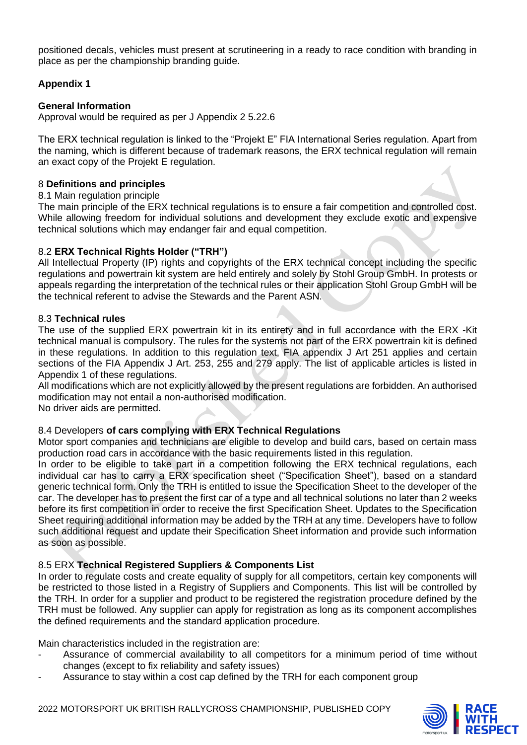positioned decals, vehicles must present at scrutineering in a ready to race condition with branding in place as per the championship branding guide.

**Appendix 1**

**General Information**
Approval would be required as per J Appendix 2 5.22.6

The ERX technical regulation is linked to the "Projekt E" FIA International Series regulation. Apart from the naming, which is different because of trademark reasons, the ERX technical regulation will remain an exact copy of the Projekt E regulation.

8 **Definitions and principles**

8.1 Main regulation principle

The main principle of the ERX technical regulations is to ensure a fair competition and controlled cost. While allowing freedom for individual solutions and development they exclude exotic and expensive technical solutions which may endanger fair and equal competition.

8.2 **ERX Technical Rights Holder ("TRH")**

All Intellectual Property (IP) rights and copyrights of the ERX technical concept including the specific regulations and powertrain kit system are held entirely and solely by Stohl Group GmbH. In protests or appeals regarding the interpretation of the technical rules or their application Stohl Group GmbH will be the technical referent to advise the Stewards and the Parent ASN.

8.3 **Technical rules**

The use of the supplied ERX powertrain kit in its entirety and in full accordance with the ERX -Kit technical manual is compulsory. The rules for the systems not part of the ERX powertrain kit is defined in these regulations. In addition to this regulation text, FIA appendix J Art 251 applies and certain sections of the FIA Appendix J Art. 253, 255 and 279 apply. The list of applicable articles is listed in Appendix 1 of these regulations.

All modifications which are not explicitly allowed by the present regulations are forbidden. An authorised modification may not entail a non-authorised modification.

No driver aids are permitted.

8.4 Developers **of cars complying with ERX Technical Regulations**

Motor sport companies and technicians are eligible to develop and build cars, based on certain mass production road cars in accordance with the basic requirements listed in this regulation.

In order to be eligible to take part in a competition following the ERX technical regulations, each individual car has to carry a ERX specification sheet ("Specification Sheet"), based on a standard generic technical form. Only the TRH is entitled to issue the Specification Sheet to the developer of the car. The developer has to present the first car of a type and all technical solutions no later than 2 weeks before its first competition in order to receive the first Specification Sheet. Updates to the Specification Sheet requiring additional information may be added by the TRH at any time. Developers have to follow such additional request and update their Specification Sheet information and provide such information as soon as possible.

8.5 ERX **Technical Registered Suppliers & Components List**

In order to regulate costs and create equality of supply for all competitors, certain key components will be restricted to those listed in a Registry of Suppliers and Components. This list will be controlled by the TRH. In order for a supplier and product to be registered the registration procedure defined by the TRH must be followed. Any supplier can apply for registration as long as its component accomplishes the defined requirements and the standard application procedure.

Main characteristics included in the registration are:

- Assurance of commercial availability to all competitors for a minimum period of time without changes (except to fix reliability and safety issues)
- Assurance to stay within a cost cap defined by the TRH for each component group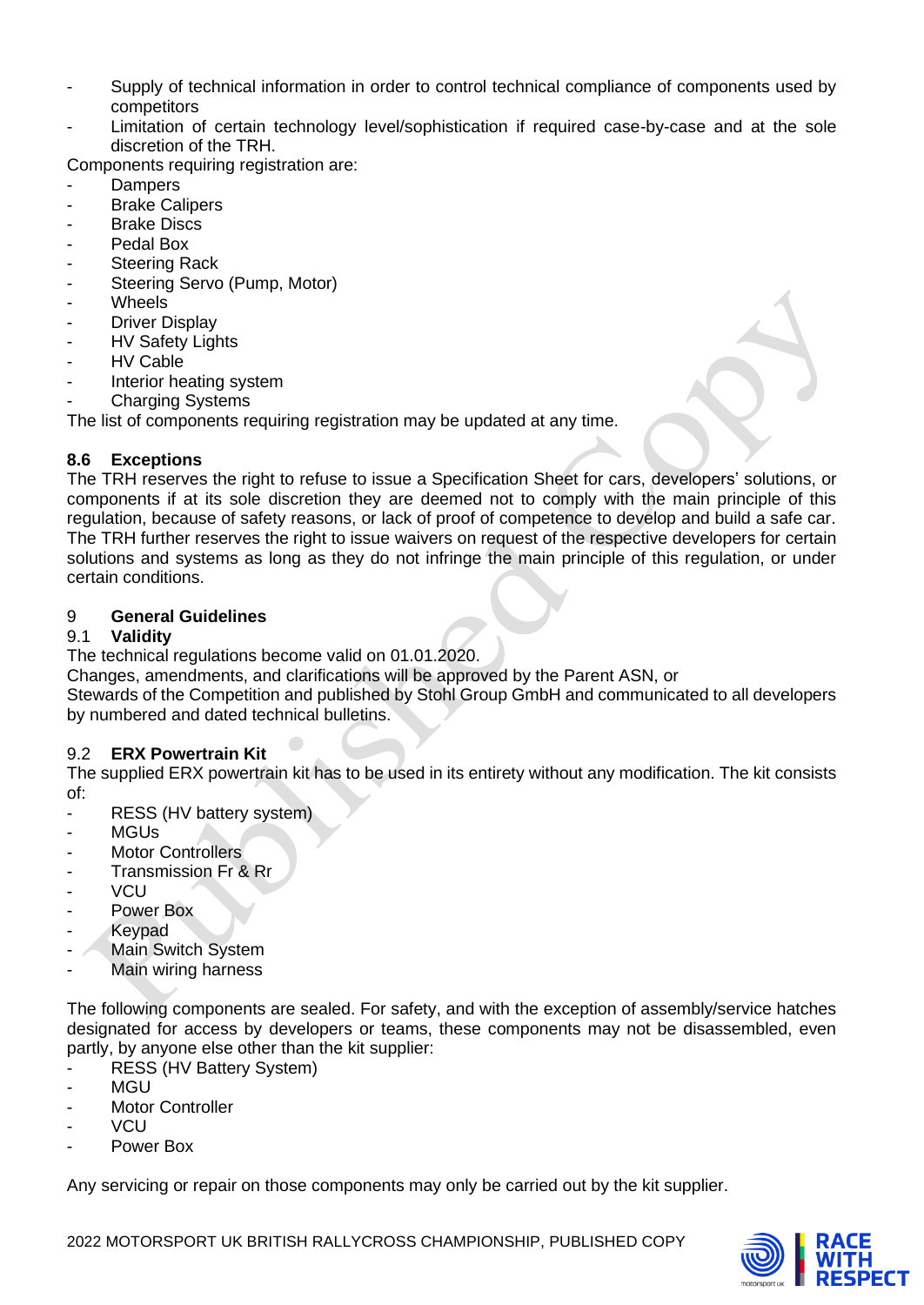- Supply of technical information in order to control technical compliance of components used by competitors
- Limitation of certain technology level/sophistication if required case-by-case and at the sole discretion of the TRH.

Components requiring registration are:

- Dampers
- Brake Calipers
- Brake Discs
- Pedal Box
- Steering Rack
- Steering Servo (Pump, Motor)
- Wheels
- Driver Display
- HV Safety Lights
- HV Cable
- Interior heating system
- Charging Systems

The list of components requiring registration may be updated at any time.

### 8.6 Exceptions

The TRH reserves the right to refuse to issue a Specification Sheet for cars, developers' solutions, or components if at its sole discretion they are deemed not to comply with the main principle of this regulation, because of safety reasons, or lack of proof of competence to develop and build a safe car. The TRH further reserves the right to issue waivers on request of the respective developers for certain solutions and systems as long as they do not infringe the main principle of this regulation, or under certain conditions.

## 9 General Guidelines

### 9.1 Validity

The technical regulations become valid on 01.01.2020.

Changes, amendments, and clarifications will be approved by the Parent ASN, or Stewards of the Competition and published by Stohl Group GmbH and communicated to all developers by numbered and dated technical bulletins.

### 9.2 ERX Powertrain Kit

The supplied ERX powertrain kit has to be used in its entirety without any modification. The kit consists of:

- RESS (HV battery system)
- MGUs
- Motor Controllers
- Transmission Fr & Rr
- VCU
- Power Box
- Keypad
- Main Switch System
- Main wiring harness

The following components are sealed. For safety, and with the exception of assembly/service hatches designated for access by developers or teams, these components may not be disassembled, even partly, by anyone else other than the kit supplier:

- RESS (HV Battery System)
- MGU
- Motor Controller
- VCU
- Power Box

Any servicing or repair on those components may only be carried out by the kit supplier.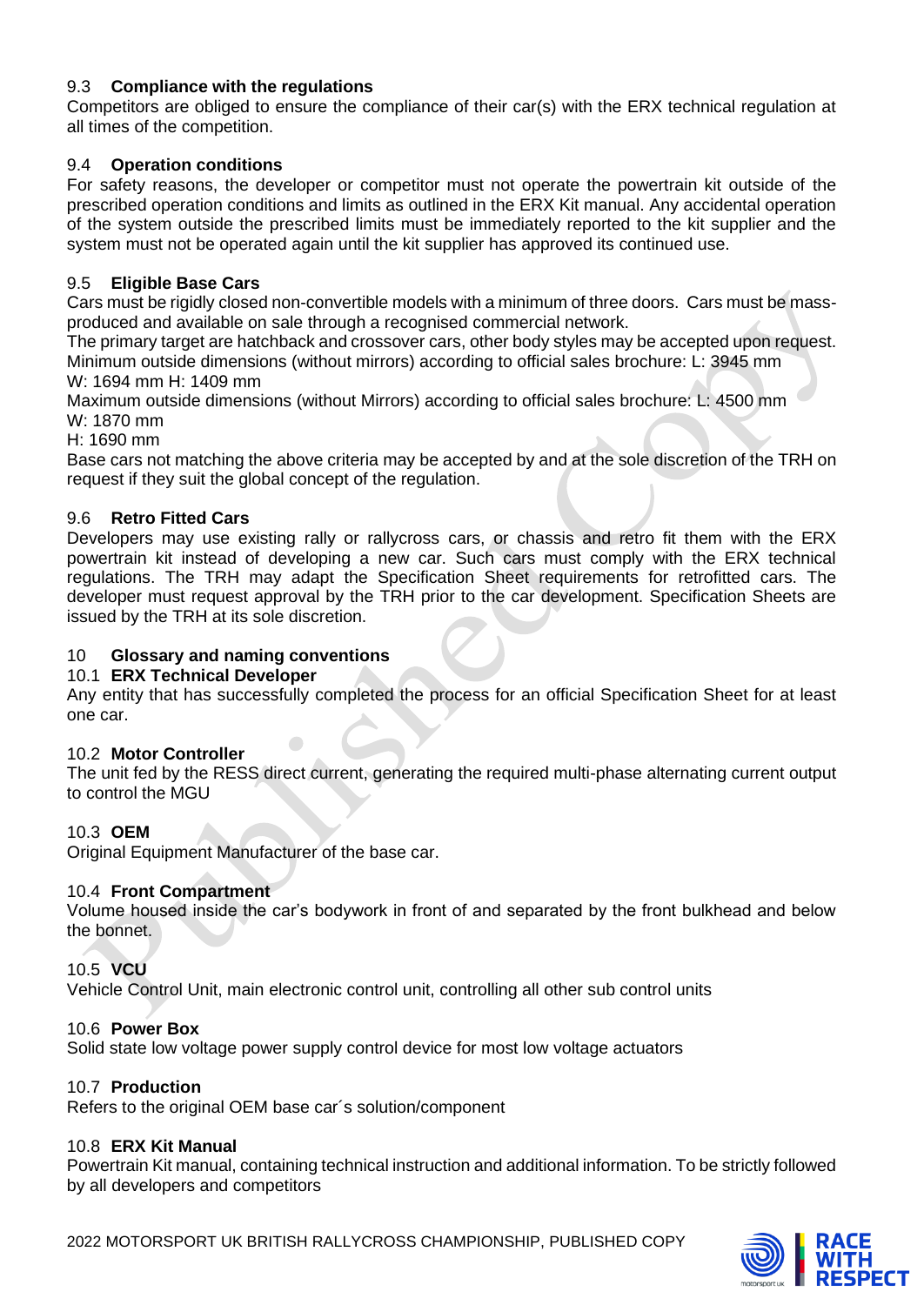### 9.3 **Compliance with the regulations**

Competitors are obliged to ensure the compliance of their car(s) with the ERX technical regulation at all times of the competition.

### 9.4 **Operation conditions**

For safety reasons, the developer or competitor must not operate the powertrain kit outside of the prescribed operation conditions and limits as outlined in the ERX Kit manual. Any accidental operation of the system outside the prescribed limits must be immediately reported to the kit supplier and the system must not be operated again until the kit supplier has approved its continued use.

### 9.5 **Eligible Base Cars**

Cars must be rigidly closed non-convertible models with a minimum of three doors. Cars must be mass-produced and available on sale through a recognised commercial network.

The primary target are hatchback and crossover cars, other body styles may be accepted upon request.

Minimum outside dimensions (without mirrors) according to official sales brochure: L: 3945 mm
W: 1694 mm H: 1409 mm

Maximum outside dimensions (without Mirrors) according to official sales brochure: L: 4500 mm
W: 1870 mm
H: 1690 mm

Base cars not matching the above criteria may be accepted by and at the sole discretion of the TRH on request if they suit the global concept of the regulation.

### 9.6 **Retro Fitted Cars**

Developers may use existing rally or rallycross cars, or chassis and retro fit them with the ERX powertrain kit instead of developing a new car. Such cars must comply with the ERX technical regulations. The TRH may adapt the Specification Sheet requirements for retrofitted cars. The developer must request approval by the TRH prior to the car development. Specification Sheets are issued by the TRH at its sole discretion.

## 10 **Glossary and naming conventions**

### 10.1 **ERX Technical Developer**

Any entity that has successfully completed the process for an official Specification Sheet for at least one car.

### 10.2 **Motor Controller**

The unit fed by the RESS direct current, generating the required multi-phase alternating current output to control the MGU

### 10.3 **OEM**

Original Equipment Manufacturer of the base car.

### 10.4 **Front Compartment**

Volume housed inside the car's bodywork in front of and separated by the front bulkhead and below the bonnet.

### 10.5 **VCU**

Vehicle Control Unit, main electronic control unit, controlling all other sub control units

### 10.6 **Power Box**

Solid state low voltage power supply control device for most low voltage actuators

### 10.7 **Production**

Refers to the original OEM base car´s solution/component

### 10.8 **ERX Kit Manual**

Powertrain Kit manual, containing technical instruction and additional information. To be strictly followed by all developers and competitors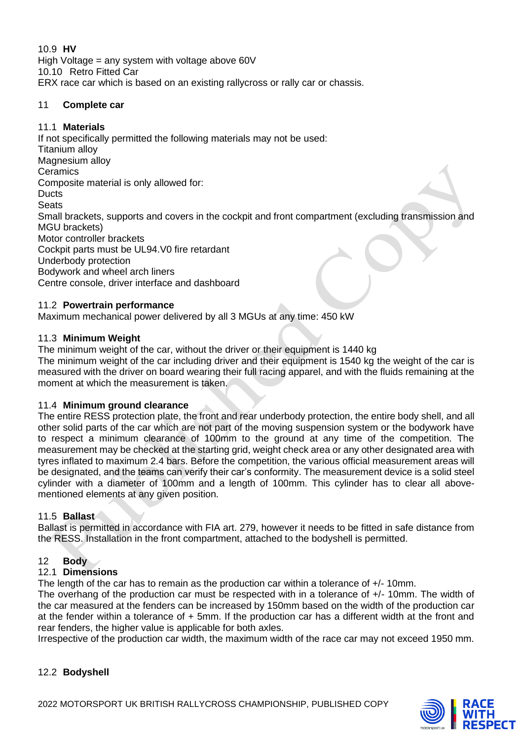10.9 **HV**
High Voltage = any system with voltage above 60V
10.10 Retro Fitted Car
ERX race car which is based on an existing rallycross or rally car or chassis.

## 11 Complete car

### 11.1 Materials

If not specifically permitted the following materials may not be used:
Titanium alloy
Magnesium alloy
Ceramics
Composite material is only allowed for:
Ducts
Seats
Small brackets, supports and covers in the cockpit and front compartment (excluding transmission and MGU brackets)
Motor controller brackets
Cockpit parts must be UL94.V0 fire retardant
Underbody protection
Bodywork and wheel arch liners
Centre console, driver interface and dashboard

### 11.2 Powertrain performance

Maximum mechanical power delivered by all 3 MGUs at any time: 450 kW

### 11.3 Minimum Weight

The minimum weight of the car, without the driver or their equipment is 1440 kg
The minimum weight of the car including driver and their equipment is 1540 kg the weight of the car is measured with the driver on board wearing their full racing apparel, and with the fluids remaining at the moment at which the measurement is taken.

### 11.4 Minimum ground clearance

The entire RESS protection plate, the front and rear underbody protection, the entire body shell, and all other solid parts of the car which are not part of the moving suspension system or the bodywork have to respect a minimum clearance of 100mm to the ground at any time of the competition. The measurement may be checked at the starting grid, weight check area or any other designated area with tyres inflated to maximum 2.4 bars. Before the competition, the various official measurement areas will be designated, and the teams can verify their car's conformity. The measurement device is a solid steel cylinder with a diameter of 100mm and a length of 100mm. This cylinder has to clear all above-mentioned elements at any given position.

### 11.5 Ballast

Ballast is permitted in accordance with FIA art. 279, however it needs to be fitted in safe distance from the RESS. Installation in the front compartment, attached to the bodyshell is permitted.

## 12 Body

### 12.1 Dimensions

The length of the car has to remain as the production car within a tolerance of +/- 10mm.
The overhang of the production car must be respected with in a tolerance of +/- 10mm. The width of the car measured at the fenders can be increased by 150mm based on the width of the production car at the fender within a tolerance of + 5mm. If the production car has a different width at the front and rear fenders, the higher value is applicable for both axles.
Irrespective of the production car width, the maximum width of the race car may not exceed 1950 mm.

### 12.2 Bodyshell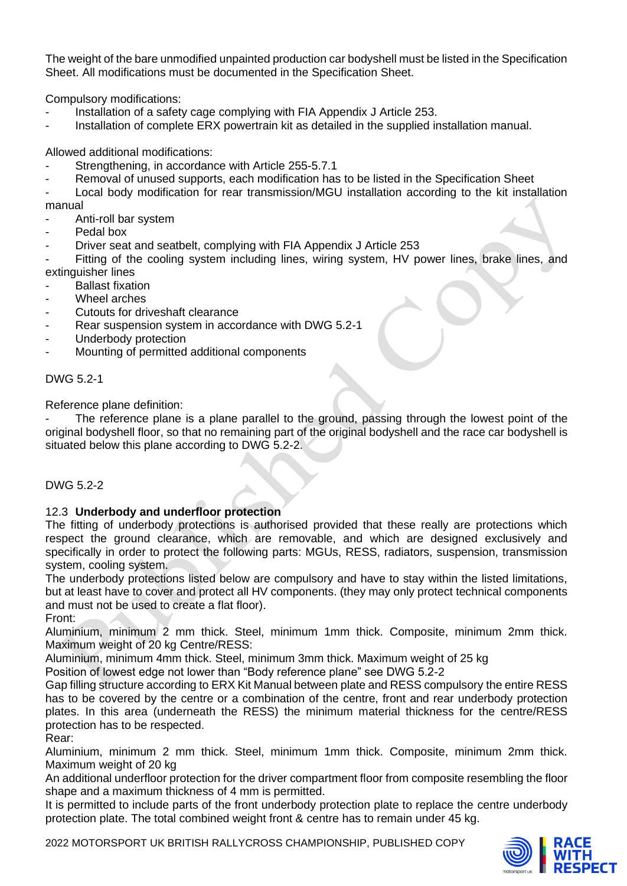The weight of the bare unmodified unpainted production car bodyshell must be listed in the Specification Sheet. All modifications must be documented in the Specification Sheet.

Compulsory modifications:

- Installation of a safety cage complying with FIA Appendix J Article 253.
- Installation of complete ERX powertrain kit as detailed in the supplied installation manual.

Allowed additional modifications:

- Strengthening, in accordance with Article 255-5.7.1
- Removal of unused supports, each modification has to be listed in the Specification Sheet
- Local body modification for rear transmission/MGU installation according to the kit installation manual
- Anti-roll bar system
- Pedal box
- Driver seat and seatbelt, complying with FIA Appendix J Article 253
- Fitting of the cooling system including lines, wiring system, HV power lines, brake lines, and extinguisher lines
- Ballast fixation
- Wheel arches
- Cutouts for driveshaft clearance
- Rear suspension system in accordance with DWG 5.2-1
- Underbody protection
- Mounting of permitted additional components

DWG 5.2-1

Reference plane definition:

- The reference plane is a plane parallel to the ground, passing through the lowest point of the original bodyshell floor, so that no remaining part of the original bodyshell and the race car bodyshell is situated below this plane according to DWG 5.2-2.

DWG 5.2-2

12.3 **Underbody and underfloor protection**

The fitting of underbody protections is authorised provided that these really are protections which respect the ground clearance, which are removable, and which are designed exclusively and specifically in order to protect the following parts: MGUs, RESS, radiators, suspension, transmission system, cooling system.

The underbody protections listed below are compulsory and have to stay within the listed limitations, but at least have to cover and protect all HV components. (they may only protect technical components and must not be used to create a flat floor).

Front:

Aluminium, minimum 2 mm thick. Steel, minimum 1mm thick. Composite, minimum 2mm thick. Maximum weight of 20 kg Centre/RESS:

Aluminium, minimum 4mm thick. Steel, minimum 3mm thick. Maximum weight of 25 kg

Position of lowest edge not lower than "Body reference plane" see DWG 5.2-2

Gap filling structure according to ERX Kit Manual between plate and RESS compulsory the entire RESS has to be covered by the centre or a combination of the centre, front and rear underbody protection plates. In this area (underneath the RESS) the minimum material thickness for the centre/RESS protection has to be respected.

Rear:

Aluminium, minimum 2 mm thick. Steel, minimum 1mm thick. Composite, minimum 2mm thick. Maximum weight of 20 kg

An additional underfloor protection for the driver compartment floor from composite resembling the floor shape and a maximum thickness of 4 mm is permitted.

It is permitted to include parts of the front underbody protection plate to replace the centre underbody protection plate. The total combined weight front & centre has to remain under 45 kg.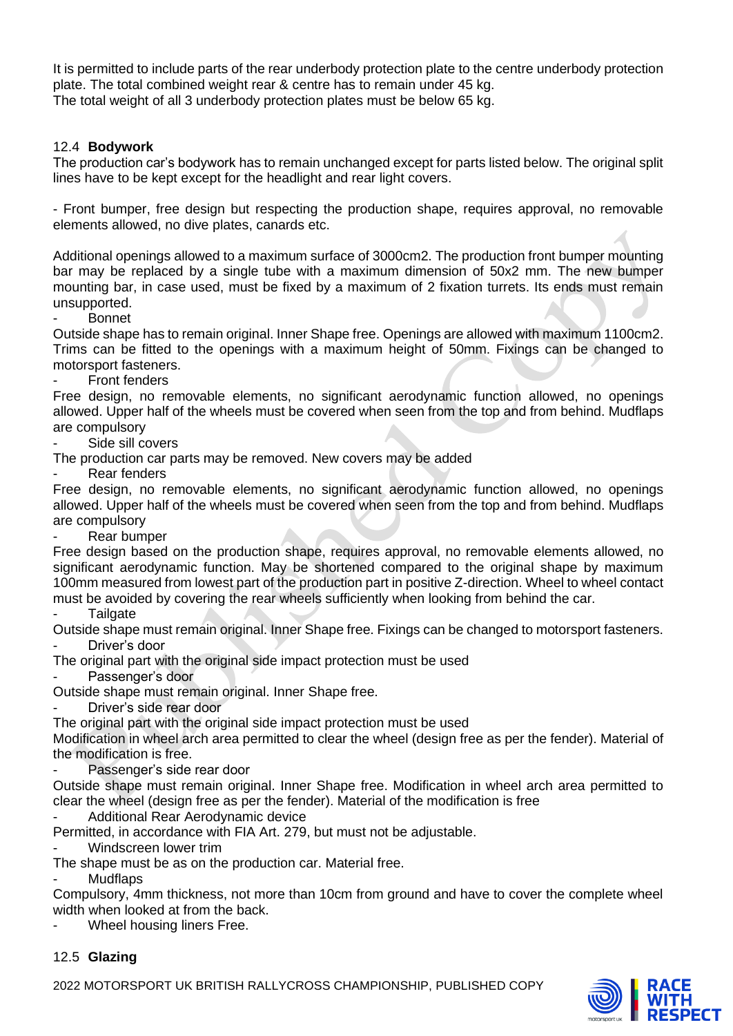It is permitted to include parts of the rear underbody protection plate to the centre underbody protection plate. The total combined weight rear & centre has to remain under 45 kg.
The total weight of all 3 underbody protection plates must be below 65 kg.

### 12.4 **Bodywork**

The production car's bodywork has to remain unchanged except for parts listed below. The original split lines have to be kept except for the headlight and rear light covers.

- Front bumper, free design but respecting the production shape, requires approval, no removable elements allowed, no dive plates, canards etc.

Additional openings allowed to a maximum surface of 3000cm2. The production front bumper mounting bar may be replaced by a single tube with a maximum dimension of 50x2 mm. The new bumper mounting bar, in case used, must be fixed by a maximum of 2 fixation turrets. Its ends must remain unsupported.

- Bonnet

Outside shape has to remain original. Inner Shape free. Openings are allowed with maximum 1100cm2. Trims can be fitted to the openings with a maximum height of 50mm. Fixings can be changed to motorsport fasteners.

- Front fenders

Free design, no removable elements, no significant aerodynamic function allowed, no openings allowed. Upper half of the wheels must be covered when seen from the top and from behind. Mudflaps are compulsory

- Side sill covers

The production car parts may be removed. New covers may be added

- Rear fenders

Free design, no removable elements, no significant aerodynamic function allowed, no openings allowed. Upper half of the wheels must be covered when seen from the top and from behind. Mudflaps are compulsory

- Rear bumper

Free design based on the production shape, requires approval, no removable elements allowed, no significant aerodynamic function. May be shortened compared to the original shape by maximum 100mm measured from lowest part of the production part in positive Z-direction. Wheel to wheel contact must be avoided by covering the rear wheels sufficiently when looking from behind the car.

- Tailgate

Outside shape must remain original. Inner Shape free. Fixings can be changed to motorsport fasteners.

- Driver's door

The original part with the original side impact protection must be used

- Passenger's door

Outside shape must remain original. Inner Shape free.

- Driver's side rear door

The original part with the original side impact protection must be used
Modification in wheel arch area permitted to clear the wheel (design free as per the fender). Material of the modification is free.

- Passenger's side rear door

Outside shape must remain original. Inner Shape free. Modification in wheel arch area permitted to clear the wheel (design free as per the fender). Material of the modification is free

- Additional Rear Aerodynamic device

Permitted, in accordance with FIA Art. 279, but must not be adjustable.

- Windscreen lower trim

The shape must be as on the production car. Material free.

- Mudflaps

Compulsory, 4mm thickness, not more than 10cm from ground and have to cover the complete wheel width when looked at from the back.

- Wheel housing liners Free.

### 12.5 **Glazing**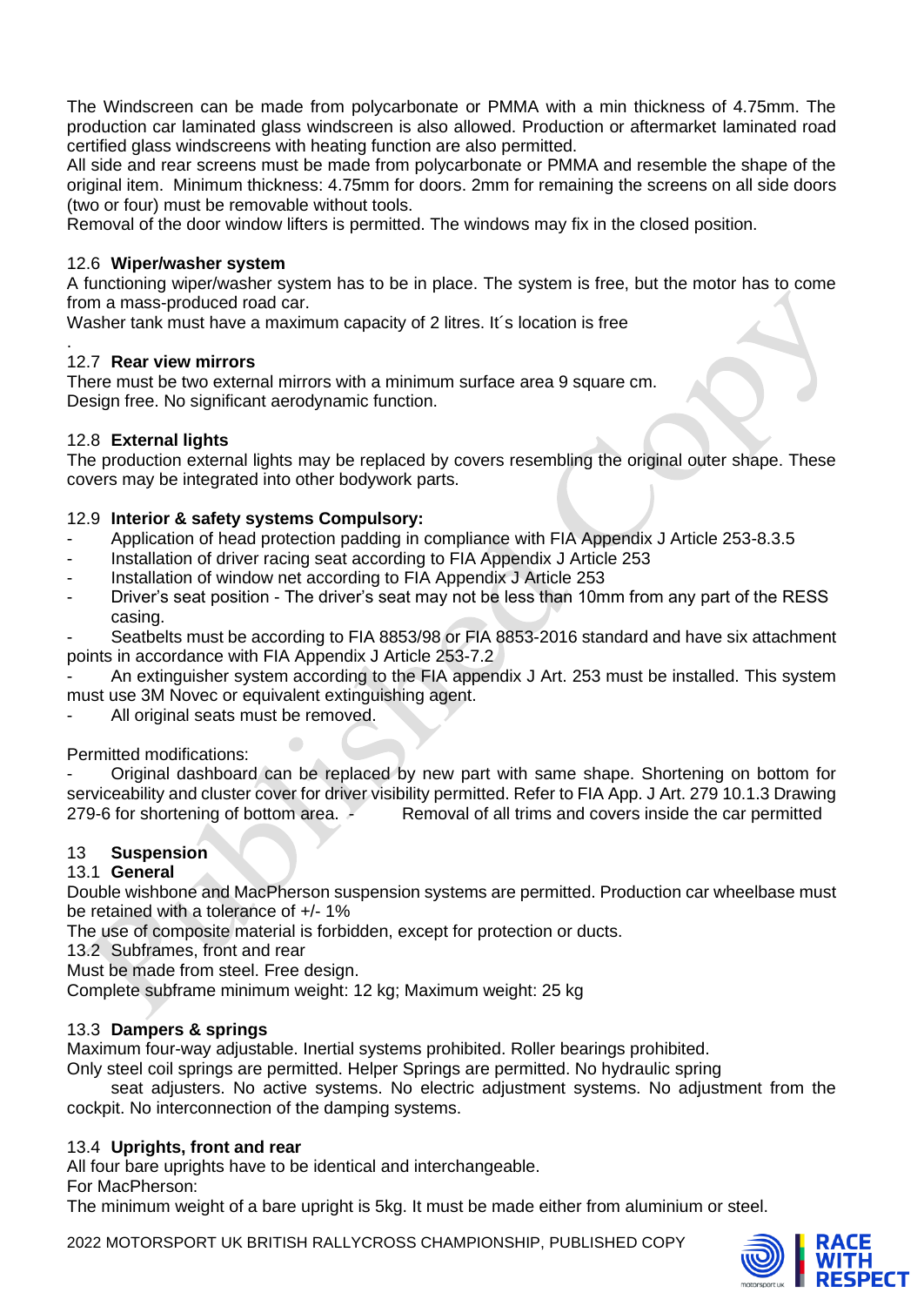The Windscreen can be made from polycarbonate or PMMA with a min thickness of 4.75mm. The production car laminated glass windscreen is also allowed. Production or aftermarket laminated road certified glass windscreens with heating function are also permitted.
All side and rear screens must be made from polycarbonate or PMMA and resemble the shape of the original item. Minimum thickness: 4.75mm for doors. 2mm for remaining the screens on all side doors (two or four) must be removable without tools.
Removal of the door window lifters is permitted. The windows may fix in the closed position.

### 12.6 Wiper/washer system

A functioning wiper/washer system has to be in place. The system is free, but the motor has to come from a mass-produced road car.
Washer tank must have a maximum capacity of 2 litres. It´s location is free
.

### 12.7 Rear view mirrors

There must be two external mirrors with a minimum surface area 9 square cm.
Design free. No significant aerodynamic function.

### 12.8 External lights

The production external lights may be replaced by covers resembling the original outer shape. These covers may be integrated into other bodywork parts.

### 12.9 Interior & safety systems Compulsory:

- Application of head protection padding in compliance with FIA Appendix J Article 253-8.3.5
- Installation of driver racing seat according to FIA Appendix J Article 253
- Installation of window net according to FIA Appendix J Article 253
- Driver's seat position - The driver's seat may not be less than 10mm from any part of the RESS casing.
- Seatbelts must be according to FIA 8853/98 or FIA 8853-2016 standard and have six attachment points in accordance with FIA Appendix J Article 253-7.2
- An extinguisher system according to the FIA appendix J Art. 253 must be installed. This system must use 3M Novec or equivalent extinguishing agent.
- All original seats must be removed.

Permitted modifications:

- Original dashboard can be replaced by new part with same shape. Shortening on bottom for serviceability and cluster cover for driver visibility permitted. Refer to FIA App. J Art. 279 10.1.3 Drawing 279-6 for shortening of bottom area.
- Removal of all trims and covers inside the car permitted

## 13 Suspension

### 13.1 General

Double wishbone and MacPherson suspension systems are permitted. Production car wheelbase must be retained with a tolerance of +/- 1%
The use of composite material is forbidden, except for protection or ducts.

### 13.2 Subframes, front and rear

Must be made from steel. Free design.
Complete subframe minimum weight: 12 kg; Maximum weight: 25 kg

### 13.3 Dampers & springs

Maximum four-way adjustable. Inertial systems prohibited. Roller bearings prohibited.
Only steel coil springs are permitted. Helper Springs are permitted. No hydraulic spring seat adjusters. No active systems. No electric adjustment systems. No adjustment from the cockpit. No interconnection of the damping systems.

### 13.4 Uprights, front and rear

All four bare uprights have to be identical and interchangeable.
For MacPherson:
The minimum weight of a bare upright is 5kg. It must be made either from aluminium or steel.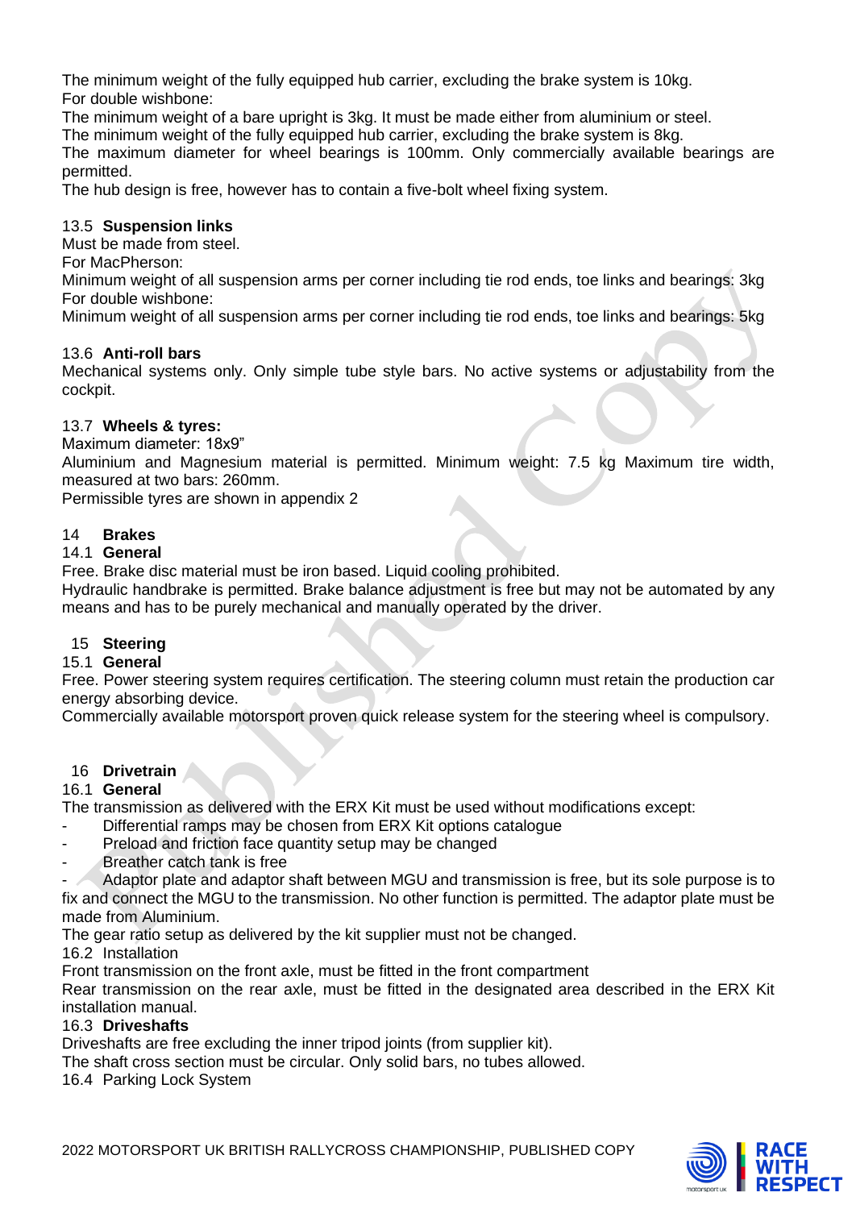The minimum weight of the fully equipped hub carrier, excluding the brake system is 10kg.
For double wishbone:
The minimum weight of a bare upright is 3kg. It must be made either from aluminium or steel.
The minimum weight of the fully equipped hub carrier, excluding the brake system is 8kg.
The maximum diameter for wheel bearings is 100mm. Only commercially available bearings are permitted.
The hub design is free, however has to contain a five-bolt wheel fixing system.

### 13.5 Suspension links

Must be made from steel.
For MacPherson:
Minimum weight of all suspension arms per corner including tie rod ends, toe links and bearings: 3kg
For double wishbone:
Minimum weight of all suspension arms per corner including tie rod ends, toe links and bearings: 5kg

### 13.6 Anti-roll bars

Mechanical systems only. Only simple tube style bars. No active systems or adjustability from the cockpit.

### 13.7 Wheels & tyres:

Maximum diameter: 18x9"
Aluminium and Magnesium material is permitted. Minimum weight: 7.5 kg Maximum tire width, measured at two bars: 260mm.
Permissible tyres are shown in appendix 2

## 14 Brakes

### 14.1 General

Free. Brake disc material must be iron based. Liquid cooling prohibited.
Hydraulic handbrake is permitted. Brake balance adjustment is free but may not be automated by any means and has to be purely mechanical and manually operated by the driver.

## 15 Steering

### 15.1 General

Free. Power steering system requires certification. The steering column must retain the production car energy absorbing device.
Commercially available motorsport proven quick release system for the steering wheel is compulsory.

## 16 Drivetrain

### 16.1 General

The transmission as delivered with the ERX Kit must be used without modifications except:

- Differential ramps may be chosen from ERX Kit options catalogue
- Preload and friction face quantity setup may be changed
- Breather catch tank is free
- Adaptor plate and adaptor shaft between MGU and transmission is free, but its sole purpose is to fix and connect the MGU to the transmission. No other function is permitted. The adaptor plate must be made from Aluminium.

The gear ratio setup as delivered by the kit supplier must not be changed.

### 16.2 Installation

Front transmission on the front axle, must be fitted in the front compartment
Rear transmission on the rear axle, must be fitted in the designated area described in the ERX Kit installation manual.

### 16.3 Driveshafts

Driveshafts are free excluding the inner tripod joints (from supplier kit).
The shaft cross section must be circular. Only solid bars, no tubes allowed.

### 16.4 Parking Lock System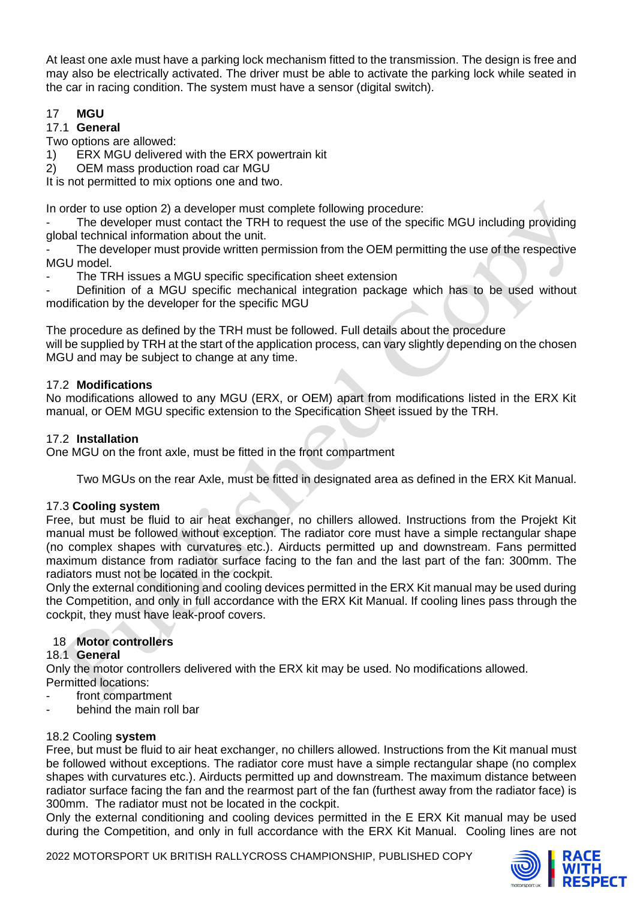At least one axle must have a parking lock mechanism fitted to the transmission. The design is free and may also be electrically activated. The driver must be able to activate the parking lock while seated in the car in racing condition. The system must have a sensor (digital switch).

## 17 MGU

### 17.1 General

Two options are allowed:

1) ERX MGU delivered with the ERX powertrain kit
2) OEM mass production road car MGU

It is not permitted to mix options one and two.

In order to use option 2) a developer must complete following procedure:

- The developer must contact the TRH to request the use of the specific MGU including providing global technical information about the unit.
- The developer must provide written permission from the OEM permitting the use of the respective MGU model.
- The TRH issues a MGU specific specification sheet extension
- Definition of a MGU specific mechanical integration package which has to be used without modification by the developer for the specific MGU

The procedure as defined by the TRH must be followed. Full details about the procedure will be supplied by TRH at the start of the application process, can vary slightly depending on the chosen MGU and may be subject to change at any time.

### 17.2 Modifications

No modifications allowed to any MGU (ERX, or OEM) apart from modifications listed in the ERX Kit manual, or OEM MGU specific extension to the Specification Sheet issued by the TRH.

### 17.2 Installation

One MGU on the front axle, must be fitted in the front compartment

Two MGUs on the rear Axle, must be fitted in designated area as defined in the ERX Kit Manual.

### 17.3 Cooling system

Free, but must be fluid to air heat exchanger, no chillers allowed. Instructions from the Projekt Kit manual must be followed without exception. The radiator core must have a simple rectangular shape (no complex shapes with curvatures etc.). Airducts permitted up and downstream. Fans permitted maximum distance from radiator surface facing to the fan and the last part of the fan: 300mm. The radiators must not be located in the cockpit.

Only the external conditioning and cooling devices permitted in the ERX Kit manual may be used during the Competition, and only in full accordance with the ERX Kit Manual. If cooling lines pass through the cockpit, they must have leak-proof covers.

## 18 Motor controllers

### 18.1 General

Only the motor controllers delivered with the ERX kit may be used. No modifications allowed.

Permitted locations:

- front compartment
- behind the main roll bar

### 18.2 Cooling system

Free, but must be fluid to air heat exchanger, no chillers allowed. Instructions from the Kit manual must be followed without exceptions. The radiator core must have a simple rectangular shape (no complex shapes with curvatures etc.). Airducts permitted up and downstream. The maximum distance between radiator surface facing the fan and the rearmost part of the fan (furthest away from the radiator face) is 300mm. The radiator must not be located in the cockpit.

Only the external conditioning and cooling devices permitted in the E ERX Kit manual may be used during the Competition, and only in full accordance with the ERX Kit Manual. Cooling lines are not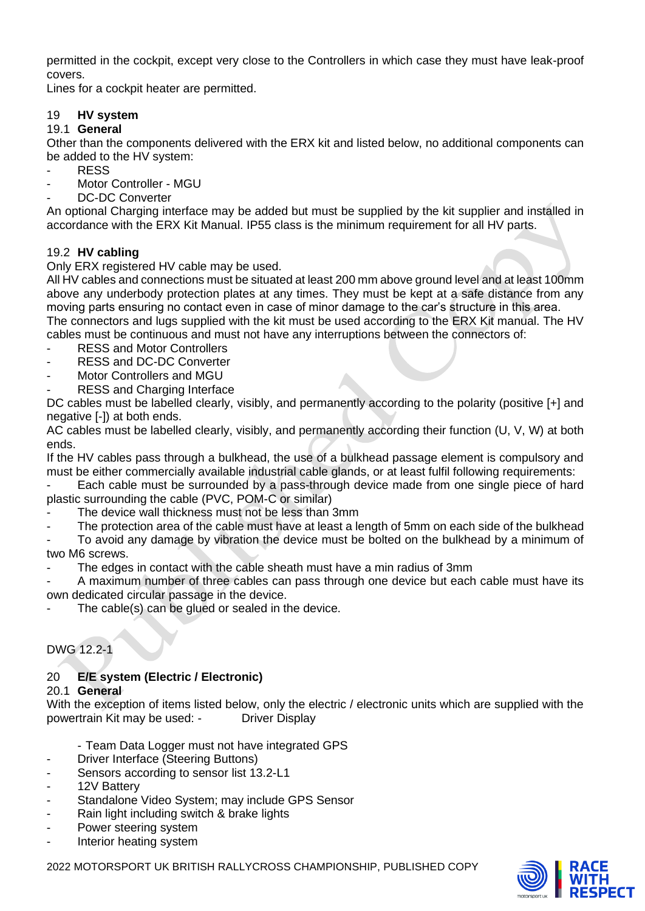permitted in the cockpit, except very close to the Controllers in which case they must have leak-proof covers.
Lines for a cockpit heater are permitted.

## 19 **HV system**

### 19.1 **General**

Other than the components delivered with the ERX kit and listed below, no additional components can be added to the HV system:

- RESS
- Motor Controller - MGU
- DC-DC Converter

An optional Charging interface may be added but must be supplied by the kit supplier and installed in accordance with the ERX Kit Manual. IP55 class is the minimum requirement for all HV parts.

### 19.2 **HV cabling**

Only ERX registered HV cable may be used.
All HV cables and connections must be situated at least 200 mm above ground level and at least 100mm above any underbody protection plates at any times. They must be kept at a safe distance from any moving parts ensuring no contact even in case of minor damage to the car's structure in this area.
The connectors and lugs supplied with the kit must be used according to the ERX Kit manual. The HV cables must be continuous and must not have any interruptions between the connectors of:

- RESS and Motor Controllers
- RESS and DC-DC Converter
- Motor Controllers and MGU
- RESS and Charging Interface

DC cables must be labelled clearly, visibly, and permanently according to the polarity (positive [+] and negative [-]) at both ends.
AC cables must be labelled clearly, visibly, and permanently according their function (U, V, W) at both ends.
If the HV cables pass through a bulkhead, the use of a bulkhead passage element is compulsory and must be either commercially available industrial cable glands, or at least fulfil following requirements:

- Each cable must be surrounded by a pass-through device made from one single piece of hard plastic surrounding the cable (PVC, POM-C or similar)
- The device wall thickness must not be less than 3mm
- The protection area of the cable must have at least a length of 5mm on each side of the bulkhead
- To avoid any damage by vibration the device must be bolted on the bulkhead by a minimum of two M6 screws.
- The edges in contact with the cable sheath must have a min radius of 3mm
- A maximum number of three cables can pass through one device but each cable must have its own dedicated circular passage in the device.
- The cable(s) can be glued or sealed in the device.

DWG 12.2-1

## 20 **E/E system (Electric / Electronic)**

### 20.1 **General**

With the exception of items listed below, only the electric / electronic units which are supplied with the powertrain Kit may be used: - Driver Display

- Team Data Logger must not have integrated GPS
- Driver Interface (Steering Buttons)
- Sensors according to sensor list 13.2-L1
- 12V Battery
- Standalone Video System; may include GPS Sensor
- Rain light including switch & brake lights
- Power steering system
- Interior heating system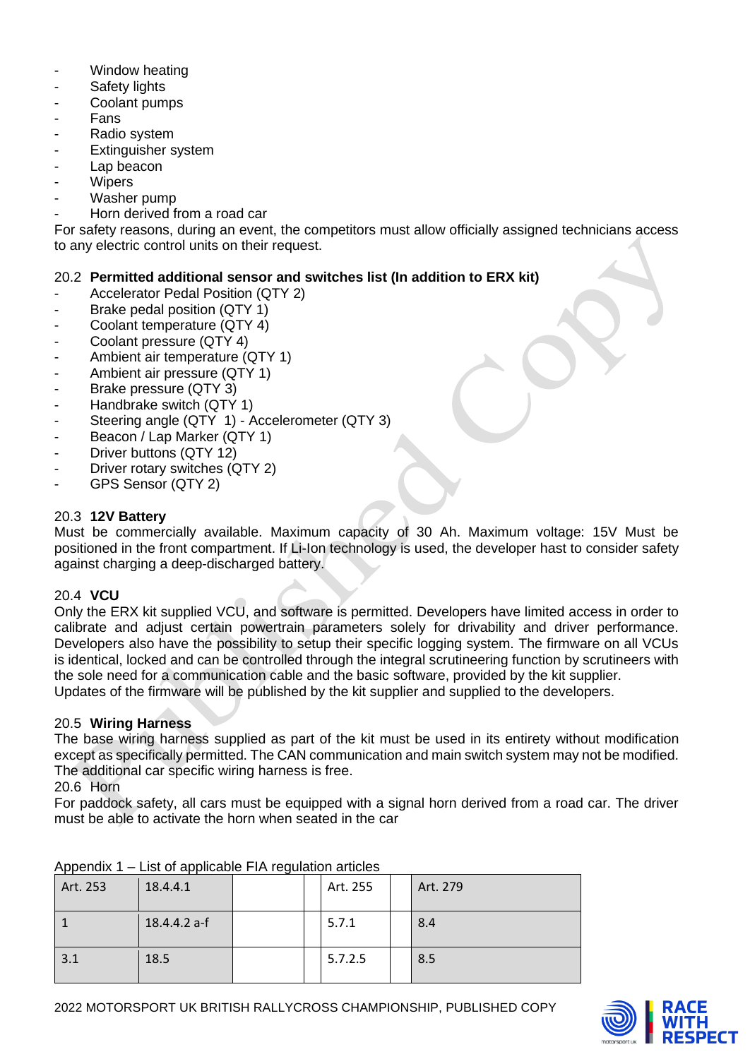- Window heating
- Safety lights
- Coolant pumps
- Fans
- Radio system
- Extinguisher system
- Lap beacon
- Wipers
- Washer pump
- Horn derived from a road car

For safety reasons, during an event, the competitors must allow officially assigned technicians access to any electric control units on their request.

### 20.2 Permitted additional sensor and switches list (In addition to ERX kit)

- Accelerator Pedal Position (QTY 2)
- Brake pedal position (QTY 1)
- Coolant temperature (QTY 4)
- Coolant pressure (QTY 4)
- Ambient air temperature (QTY 1)
- Ambient air pressure (QTY 1)
- Brake pressure (QTY 3)
- Handbrake switch (QTY 1)
- Steering angle (QTY 1) - Accelerometer (QTY 3)
- Beacon / Lap Marker (QTY 1)
- Driver buttons (QTY 12)
- Driver rotary switches (QTY 2)
- GPS Sensor (QTY 2)

### 20.3 12V Battery

Must be commercially available. Maximum capacity of 30 Ah. Maximum voltage: 15V Must be positioned in the front compartment. If Li-Ion technology is used, the developer hast to consider safety against charging a deep-discharged battery.

### 20.4 VCU

Only the ERX kit supplied VCU, and software is permitted. Developers have limited access in order to calibrate and adjust certain powertrain parameters solely for drivability and driver performance. Developers also have the possibility to setup their specific logging system. The firmware on all VCUs is identical, locked and can be controlled through the integral scrutineering function by scrutineers with the sole need for a communication cable and the basic software, provided by the kit supplier.
Updates of the firmware will be published by the kit supplier and supplied to the developers.

### 20.5 Wiring Harness

The base wiring harness supplied as part of the kit must be used in its entirety without modification except as specifically permitted. The CAN communication and main switch system may not be modified. The additional car specific wiring harness is free.

20.6 Horn

For paddock safety, all cars must be equipped with a signal horn derived from a road car. The driver must be able to activate the horn when seated in the car

Appendix 1 – List of applicable FIA regulation articles

| Art. 253 | 18.4.4.1 | | | Art. 255 | | Art. 279 |
|---|---|---|---|---|---|---|
| 1 | 18.4.4.2 a-f | | | 5.7.1 | | 8.4 |
| 3.1 | 18.5 | | | 5.7.2.5 | | 8.5 |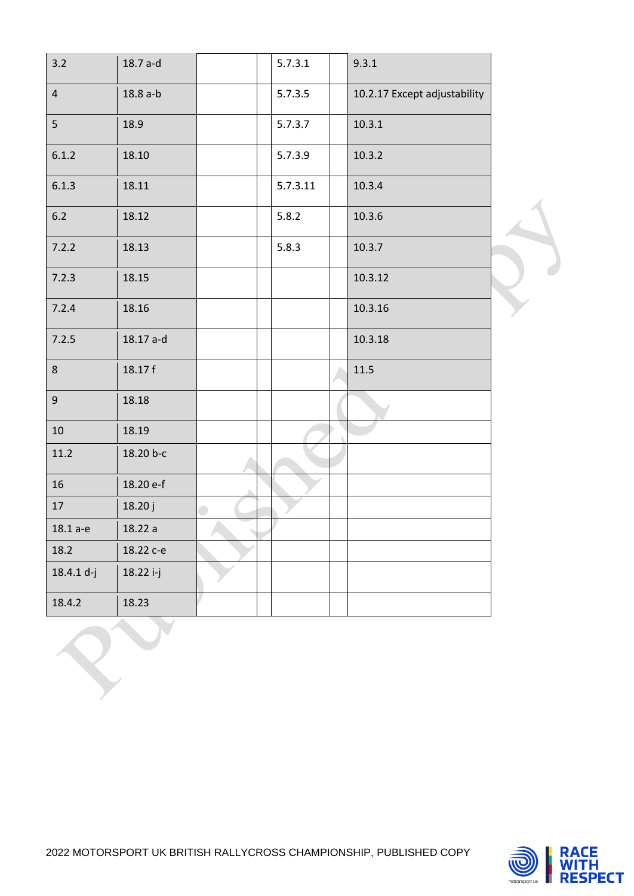| 3.2 | 18.7 a-d | | | 5.7.3.1 | | 9.3.1 |
|---|---|---|---|---|---|---|
| 4 | 18.8 a-b | | | 5.7.3.5 | | 10.2.17 Except adjustability |
| 5 | 18.9 | | | 5.7.3.7 | | 10.3.1 |
| 6.1.2 | 18.10 | | | 5.7.3.9 | | 10.3.2 |
| 6.1.3 | 18.11 | | | 5.7.3.11 | | 10.3.4 |
| 6.2 | 18.12 | | | 5.8.2 | | 10.3.6 |
| 7.2.2 | 18.13 | | | 5.8.3 | | 10.3.7 |
| 7.2.3 | 18.15 | | | | | 10.3.12 |
| 7.2.4 | 18.16 | | | | | 10.3.16 |
| 7.2.5 | 18.17 a-d | | | | | 10.3.18 |
| 8 | 18.17 f | | | | | 11.5 |
| 9 | 18.18 | | | | | |
| 10 | 18.19 | | | | | |
| 11.2 | 18.20 b-c | | | | | |
| 16 | 18.20 e-f | | | | | |
| 17 | 18.20 j | | | | | |
| 18.1 a-e | 18.22 a | | | | | |
| 18.2 | 18.22 c-e | | | | | |
| 18.4.1 d-j | 18.22 i-j | | | | | |
| 18.4.2 | 18.23 | | | | | |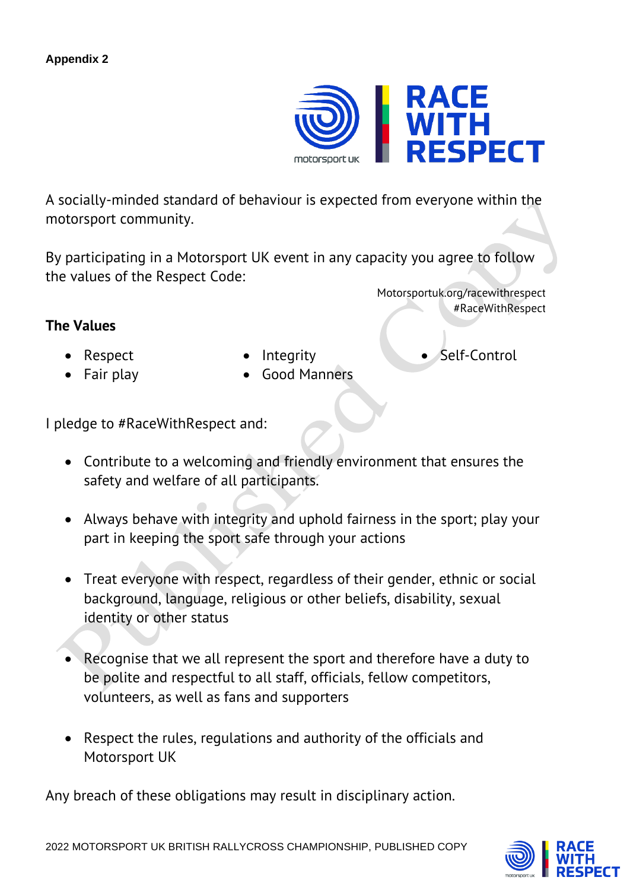**Appendix 2**

RACE WITH RESPECT

A socially-minded standard of behaviour is expected from everyone within the motorsport community.

By participating in a Motorsport UK event in any capacity you agree to follow the values of the Respect Code:

Motorsportuk.org/racewithrespect
#RaceWithRespect

**The Values**

- Respect
- Fair play
- Integrity
- Good Manners
- Self-Control

I pledge to #RaceWithRespect and:

- Contribute to a welcoming and friendly environment that ensures the safety and welfare of all participants.
- Always behave with integrity and uphold fairness in the sport; play your part in keeping the sport safe through your actions
- Treat everyone with respect, regardless of their gender, ethnic or social background, language, religious or other beliefs, disability, sexual identity or other status
- Recognise that we all represent the sport and therefore have a duty to be polite and respectful to all staff, officials, fellow competitors, volunteers, as well as fans and supporters
- Respect the rules, regulations and authority of the officials and Motorsport UK

Any breach of these obligations may result in disciplinary action.